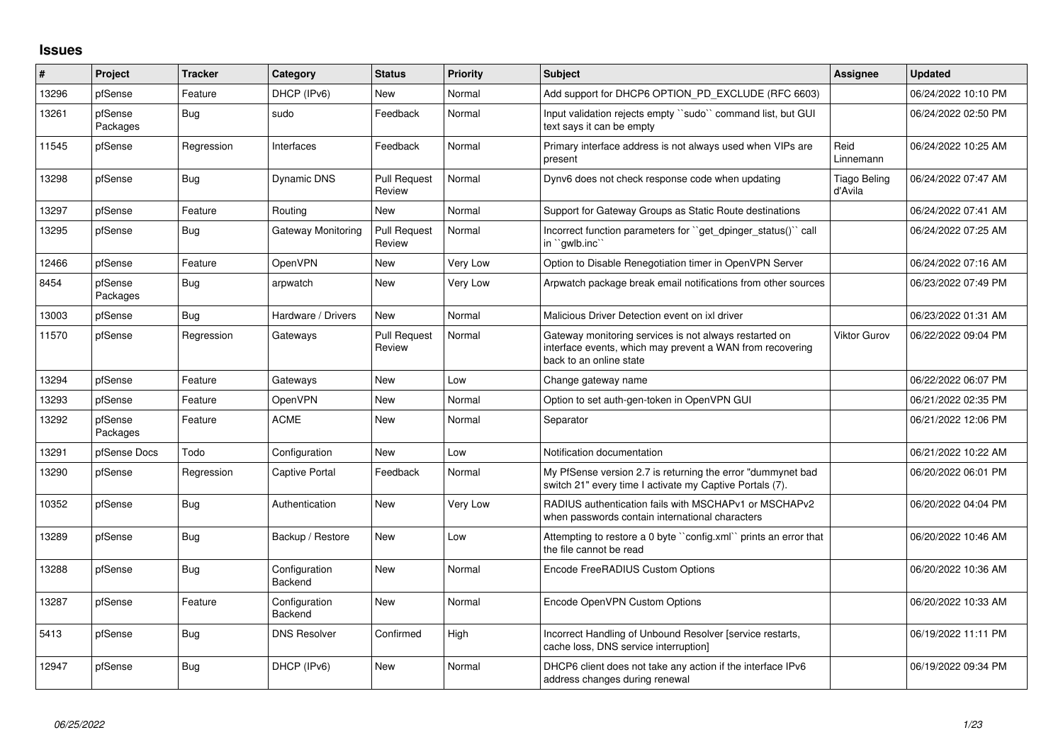## Issues

| # | Project | Tracker | Category | Status | Priority | Subject | Assignee | Updated |
|---|---|---|---|---|---|---|---|---|
| 13296 | pfSense | Feature | DHCP (IPv6) | New | Normal | Add support for DHCP6 OPTION_PD_EXCLUDE (RFC 6603) | | 06/24/2022 10:10 PM |
| 13261 | pfSense Packages | Bug | sudo | Feedback | Normal | Input validation rejects empty ``sudo`` command list, but GUI text says it can be empty | | 06/24/2022 02:50 PM |
| 11545 | pfSense | Regression | Interfaces | Feedback | Normal | Primary interface address is not always used when VIPs are present | Reid Linnemann | 06/24/2022 10:25 AM |
| 13298 | pfSense | Bug | Dynamic DNS | Pull Request Review | Normal | Dynv6 does not check response code when updating | Tiago Beling d'Avila | 06/24/2022 07:47 AM |
| 13297 | pfSense | Feature | Routing | New | Normal | Support for Gateway Groups as Static Route destinations | | 06/24/2022 07:41 AM |
| 13295 | pfSense | Bug | Gateway Monitoring | Pull Request Review | Normal | Incorrect function parameters for ``get_dpinger_status()`` call in ``gwlb.inc`` | | 06/24/2022 07:25 AM |
| 12466 | pfSense | Feature | OpenVPN | New | Very Low | Option to Disable Renegotiation timer in OpenVPN Server | | 06/24/2022 07:16 AM |
| 8454 | pfSense Packages | Bug | arpwatch | New | Very Low | Arpwatch package break email notifications from other sources | | 06/23/2022 07:49 PM |
| 13003 | pfSense | Bug | Hardware / Drivers | New | Normal | Malicious Driver Detection event on ixl driver | | 06/23/2022 01:31 AM |
| 11570 | pfSense | Regression | Gateways | Pull Request Review | Normal | Gateway monitoring services is not always restarted on interface events, which may prevent a WAN from recovering back to an online state | Viktor Gurov | 06/22/2022 09:04 PM |
| 13294 | pfSense | Feature | Gateways | New | Low | Change gateway name | | 06/22/2022 06:07 PM |
| 13293 | pfSense | Feature | OpenVPN | New | Normal | Option to set auth-gen-token in OpenVPN GUI | | 06/21/2022 02:35 PM |
| 13292 | pfSense Packages | Feature | ACME | New | Normal | Separator | | 06/21/2022 12:06 PM |
| 13291 | pfSense Docs | Todo | Configuration | New | Low | Notification documentation | | 06/21/2022 10:22 AM |
| 13290 | pfSense | Regression | Captive Portal | Feedback | Normal | My PfSense version 2.7 is returning the error "dummynet bad switch 21" every time I activate my Captive Portals (7). | | 06/20/2022 06:01 PM |
| 10352 | pfSense | Bug | Authentication | New | Very Low | RADIUS authentication fails with MSCHAPv1 or MSCHAPv2 when passwords contain international characters | | 06/20/2022 04:04 PM |
| 13289 | pfSense | Bug | Backup / Restore | New | Low | Attempting to restore a 0 byte ``config.xml`` prints an error that the file cannot be read | | 06/20/2022 10:46 AM |
| 13288 | pfSense | Bug | Configuration Backend | New | Normal | Encode FreeRADIUS Custom Options | | 06/20/2022 10:36 AM |
| 13287 | pfSense | Feature | Configuration Backend | New | Normal | Encode OpenVPN Custom Options | | 06/20/2022 10:33 AM |
| 5413 | pfSense | Bug | DNS Resolver | Confirmed | High | Incorrect Handling of Unbound Resolver [service restarts, cache loss, DNS service interruption] | | 06/19/2022 11:11 PM |
| 12947 | pfSense | Bug | DHCP (IPv6) | New | Normal | DHCP6 client does not take any action if the interface IPv6 address changes during renewal | | 06/19/2022 09:34 PM |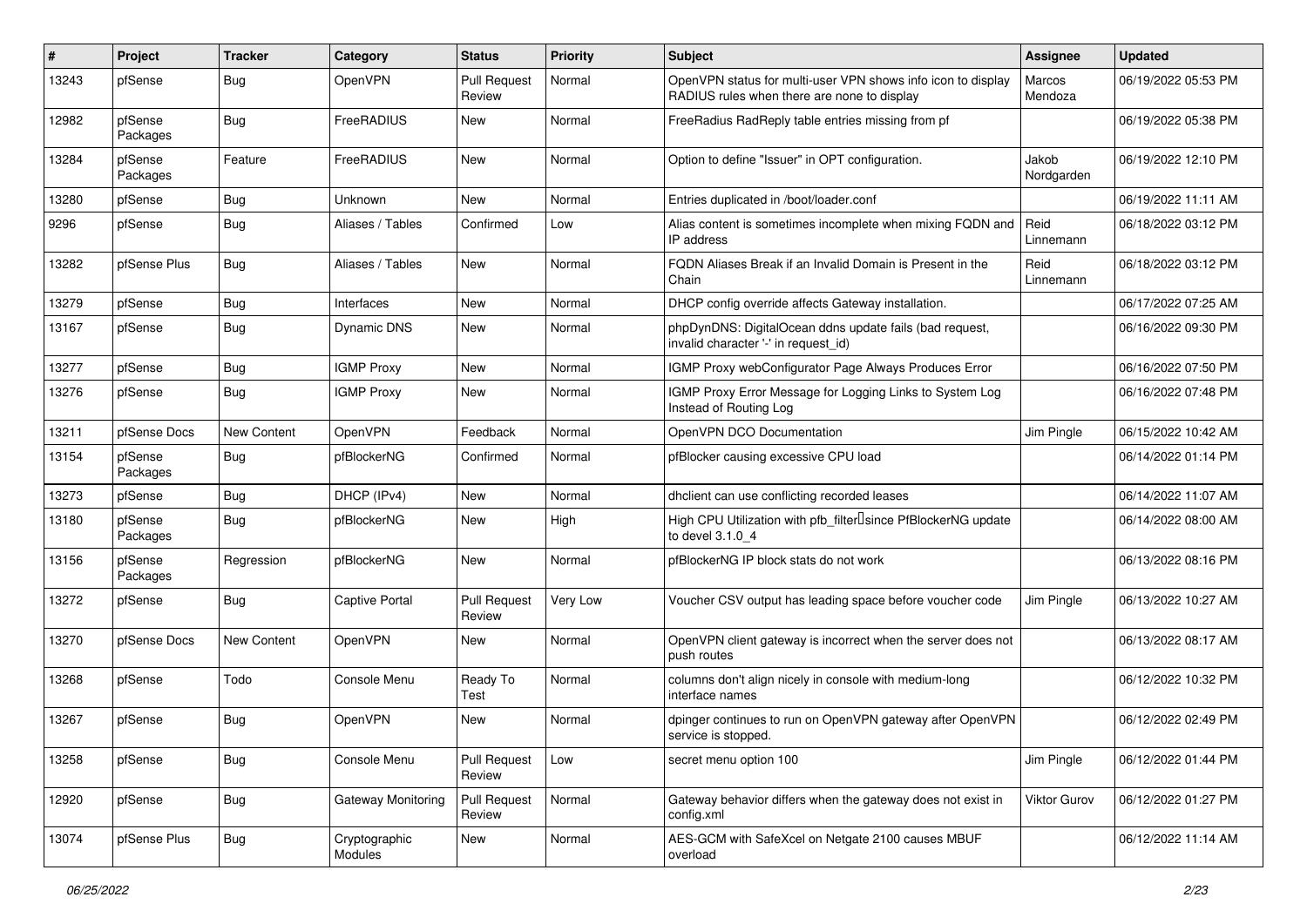| # | Project | Tracker | Category | Status | Priority | Subject | Assignee | Updated |
|---|---|---|---|---|---|---|---|---|
| 13243 | pfSense | Bug | OpenVPN | Pull Request Review | Normal | OpenVPN status for multi-user VPN shows info icon to display RADIUS rules when there are none to display | Marcos Mendoza | 06/19/2022 05:53 PM |
| 12982 | pfSense Packages | Bug | FreeRADIUS | New | Normal | FreeRadius RadReply table entries missing from pf | | 06/19/2022 05:38 PM |
| 13284 | pfSense Packages | Feature | FreeRADIUS | New | Normal | Option to define "Issuer" in OPT configuration. | Jakob Nordgarden | 06/19/2022 12:10 PM |
| 13280 | pfSense | Bug | Unknown | New | Normal | Entries duplicated in /boot/loader.conf | | 06/19/2022 11:11 AM |
| 9296 | pfSense | Bug | Aliases / Tables | Confirmed | Low | Alias content is sometimes incomplete when mixing FQDN and IP address | Reid Linnemann | 06/18/2022 03:12 PM |
| 13282 | pfSense Plus | Bug | Aliases / Tables | New | Normal | FQDN Aliases Break if an Invalid Domain is Present in the Chain | Reid Linnemann | 06/18/2022 03:12 PM |
| 13279 | pfSense | Bug | Interfaces | New | Normal | DHCP config override affects Gateway installation. | | 06/17/2022 07:25 AM |
| 13167 | pfSense | Bug | Dynamic DNS | New | Normal | phpDynDNS: DigitalOcean ddns update fails (bad request, invalid character '-' in request_id) | | 06/16/2022 09:30 PM |
| 13277 | pfSense | Bug | IGMP Proxy | New | Normal | IGMP Proxy webConfigurator Page Always Produces Error | | 06/16/2022 07:50 PM |
| 13276 | pfSense | Bug | IGMP Proxy | New | Normal | IGMP Proxy Error Message for Logging Links to System Log Instead of Routing Log | | 06/16/2022 07:48 PM |
| 13211 | pfSense Docs | New Content | OpenVPN | Feedback | Normal | OpenVPN DCO Documentation | Jim Pingle | 06/15/2022 10:42 AM |
| 13154 | pfSense Packages | Bug | pfBlockerNG | Confirmed | Normal | pfBlocker causing excessive CPU load | | 06/14/2022 01:14 PM |
| 13273 | pfSense | Bug | DHCP (IPv4) | New | Normal | dhclient can use conflicting recorded leases | | 06/14/2022 11:07 AM |
| 13180 | pfSense Packages | Bug | pfBlockerNG | New | High | High CPU Utilization with pfb_filter since PfBlockerNG update to devel 3.1.0_4 | | 06/14/2022 08:00 AM |
| 13156 | pfSense Packages | Regression | pfBlockerNG | New | Normal | pfBlockerNG IP block stats do not work | | 06/13/2022 08:16 PM |
| 13272 | pfSense | Bug | Captive Portal | Pull Request Review | Very Low | Voucher CSV output has leading space before voucher code | Jim Pingle | 06/13/2022 10:27 AM |
| 13270 | pfSense Docs | New Content | OpenVPN | New | Normal | OpenVPN client gateway is incorrect when the server does not push routes | | 06/13/2022 08:17 AM |
| 13268 | pfSense | Todo | Console Menu | Ready To Test | Normal | columns don't align nicely in console with medium-long interface names | | 06/12/2022 10:32 PM |
| 13267 | pfSense | Bug | OpenVPN | New | Normal | dpinger continues to run on OpenVPN gateway after OpenVPN service is stopped. | | 06/12/2022 02:49 PM |
| 13258 | pfSense | Bug | Console Menu | Pull Request Review | Low | secret menu option 100 | Jim Pingle | 06/12/2022 01:44 PM |
| 12920 | pfSense | Bug | Gateway Monitoring | Pull Request Review | Normal | Gateway behavior differs when the gateway does not exist in config.xml | Viktor Gurov | 06/12/2022 01:27 PM |
| 13074 | pfSense Plus | Bug | Cryptographic Modules | New | Normal | AES-GCM with SafeXcel on Netgate 2100 causes MBUF overload | | 06/12/2022 11:14 AM |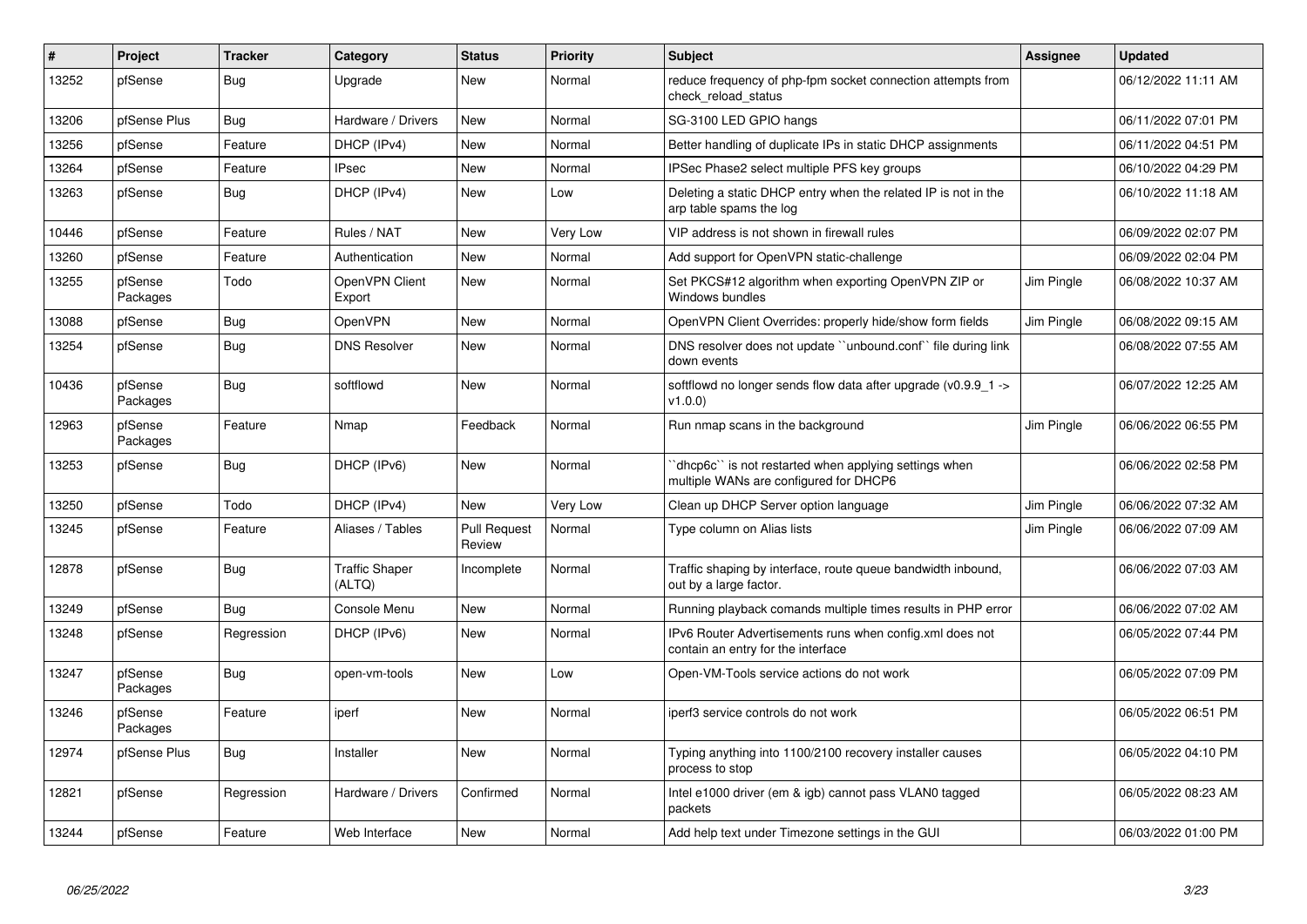| # | Project | Tracker | Category | Status | Priority | Subject | Assignee | Updated |
|---|---|---|---|---|---|---|---|---|
| 13252 | pfSense | Bug | Upgrade | New | Normal | reduce frequency of php-fpm socket connection attempts from check_reload_status | | 06/12/2022 11:11 AM |
| 13206 | pfSense Plus | Bug | Hardware / Drivers | New | Normal | SG-3100 LED GPIO hangs | | 06/11/2022 07:01 PM |
| 13256 | pfSense | Feature | DHCP (IPv4) | New | Normal | Better handling of duplicate IPs in static DHCP assignments | | 06/11/2022 04:51 PM |
| 13264 | pfSense | Feature | IPsec | New | Normal | IPSec Phase2 select multiple PFS key groups | | 06/10/2022 04:29 PM |
| 13263 | pfSense | Bug | DHCP (IPv4) | New | Low | Deleting a static DHCP entry when the related IP is not in the arp table spams the log | | 06/10/2022 11:18 AM |
| 10446 | pfSense | Feature | Rules / NAT | New | Very Low | VIP address is not shown in firewall rules | | 06/09/2022 02:07 PM |
| 13260 | pfSense | Feature | Authentication | New | Normal | Add support for OpenVPN static-challenge | | 06/09/2022 02:04 PM |
| 13255 | pfSense Packages | Todo | OpenVPN Client Export | New | Normal | Set PKCS#12 algorithm when exporting OpenVPN ZIP or Windows bundles | Jim Pingle | 06/08/2022 10:37 AM |
| 13088 | pfSense | Bug | OpenVPN | New | Normal | OpenVPN Client Overrides: properly hide/show form fields | Jim Pingle | 06/08/2022 09:15 AM |
| 13254 | pfSense | Bug | DNS Resolver | New | Normal | DNS resolver does not update ``unbound.conf`` file during link down events | | 06/08/2022 07:55 AM |
| 10436 | pfSense Packages | Bug | softflowd | New | Normal | softflowd no longer sends flow data after upgrade (v0.9.9_1 -> v1.0.0) | | 06/07/2022 12:25 AM |
| 12963 | pfSense Packages | Feature | Nmap | Feedback | Normal | Run nmap scans in the background | Jim Pingle | 06/06/2022 06:55 PM |
| 13253 | pfSense | Bug | DHCP (IPv6) | New | Normal | ``dhcp6c`` is not restarted when applying settings when multiple WANs are configured for DHCP6 | | 06/06/2022 02:58 PM |
| 13250 | pfSense | Todo | DHCP (IPv4) | New | Very Low | Clean up DHCP Server option language | Jim Pingle | 06/06/2022 07:32 AM |
| 13245 | pfSense | Feature | Aliases / Tables | Pull Request Review | Normal | Type column on Alias lists | Jim Pingle | 06/06/2022 07:09 AM |
| 12878 | pfSense | Bug | Traffic Shaper (ALTQ) | Incomplete | Normal | Traffic shaping by interface, route queue bandwidth inbound, out by a large factor. | | 06/06/2022 07:03 AM |
| 13249 | pfSense | Bug | Console Menu | New | Normal | Running playback comands multiple times results in PHP error | | 06/06/2022 07:02 AM |
| 13248 | pfSense | Regression | DHCP (IPv6) | New | Normal | IPv6 Router Advertisements runs when config.xml does not contain an entry for the interface | | 06/05/2022 07:44 PM |
| 13247 | pfSense Packages | Bug | open-vm-tools | New | Low | Open-VM-Tools service actions do not work | | 06/05/2022 07:09 PM |
| 13246 | pfSense Packages | Feature | iperf | New | Normal | iperf3 service controls do not work | | 06/05/2022 06:51 PM |
| 12974 | pfSense Plus | Bug | Installer | New | Normal | Typing anything into 1100/2100 recovery installer causes process to stop | | 06/05/2022 04:10 PM |
| 12821 | pfSense | Regression | Hardware / Drivers | Confirmed | Normal | Intel e1000 driver (em & igb) cannot pass VLAN0 tagged packets | | 06/05/2022 08:23 AM |
| 13244 | pfSense | Feature | Web Interface | New | Normal | Add help text under Timezone settings in the GUI | | 06/03/2022 01:00 PM |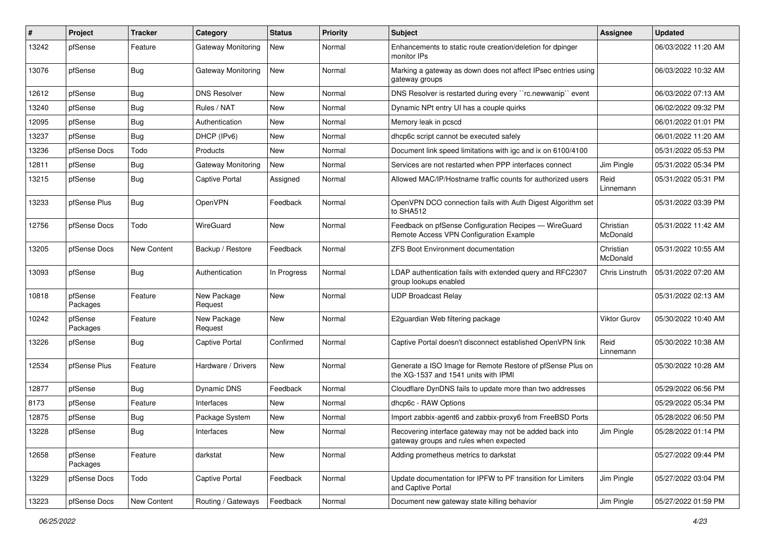| # | Project | Tracker | Category | Status | Priority | Subject | Assignee | Updated |
| --- | --- | --- | --- | --- | --- | --- | --- | --- |
| 13242 | pfSense | Feature | Gateway Monitoring | New | Normal | Enhancements to static route creation/deletion for dpinger monitor IPs | | 06/03/2022 11:20 AM |
| 13076 | pfSense | Bug | Gateway Monitoring | New | Normal | Marking a gateway as down does not affect IPsec entries using gateway groups | | 06/03/2022 10:32 AM |
| 12612 | pfSense | Bug | DNS Resolver | New | Normal | DNS Resolver is restarted during every ``rc.newwanip`` event | | 06/03/2022 07:13 AM |
| 13240 | pfSense | Bug | Rules / NAT | New | Normal | Dynamic NPt entry UI has a couple quirks | | 06/02/2022 09:32 PM |
| 12095 | pfSense | Bug | Authentication | New | Normal | Memory leak in pcscd | | 06/01/2022 01:01 PM |
| 13237 | pfSense | Bug | DHCP (IPv6) | New | Normal | dhcp6c script cannot be executed safely | | 06/01/2022 11:20 AM |
| 13236 | pfSense Docs | Todo | Products | New | Normal | Document link speed limitations with igc and ix on 6100/4100 | | 05/31/2022 05:53 PM |
| 12811 | pfSense | Bug | Gateway Monitoring | New | Normal | Services are not restarted when PPP interfaces connect | Jim Pingle | 05/31/2022 05:34 PM |
| 13215 | pfSense | Bug | Captive Portal | Assigned | Normal | Allowed MAC/IP/Hostname traffic counts for authorized users | Reid Linnemann | 05/31/2022 05:31 PM |
| 13233 | pfSense Plus | Bug | OpenVPN | Feedback | Normal | OpenVPN DCO connection fails with Auth Digest Algorithm set to SHA512 | | 05/31/2022 03:39 PM |
| 12756 | pfSense Docs | Todo | WireGuard | New | Normal | Feedback on pfSense Configuration Recipes — WireGuard Remote Access VPN Configuration Example | Christian McDonald | 05/31/2022 11:42 AM |
| 13205 | pfSense Docs | New Content | Backup / Restore | Feedback | Normal | ZFS Boot Environment documentation | Christian McDonald | 05/31/2022 10:55 AM |
| 13093 | pfSense | Bug | Authentication | In Progress | Normal | LDAP authentication fails with extended query and RFC2307 group lookups enabled | Chris Linstruth | 05/31/2022 07:20 AM |
| 10818 | pfSense Packages | Feature | New Package Request | New | Normal | UDP Broadcast Relay | | 05/31/2022 02:13 AM |
| 10242 | pfSense Packages | Feature | New Package Request | New | Normal | E2guardian Web filtering package | Viktor Gurov | 05/30/2022 10:40 AM |
| 13226 | pfSense | Bug | Captive Portal | Confirmed | Normal | Captive Portal doesn't disconnect established OpenVPN link | Reid Linnemann | 05/30/2022 10:38 AM |
| 12534 | pfSense Plus | Feature | Hardware / Drivers | New | Normal | Generate a ISO Image for Remote Restore of pfSense Plus on the XG-1537 and 1541 units with IPMI | | 05/30/2022 10:28 AM |
| 12877 | pfSense | Bug | Dynamic DNS | Feedback | Normal | Cloudflare DynDNS fails to update more than two addresses | | 05/29/2022 06:56 PM |
| 8173 | pfSense | Feature | Interfaces | New | Normal | dhcp6c - RAW Options | | 05/29/2022 05:34 PM |
| 12875 | pfSense | Bug | Package System | New | Normal | Import zabbix-agent6 and zabbix-proxy6 from FreeBSD Ports | | 05/28/2022 06:50 PM |
| 13228 | pfSense | Bug | Interfaces | New | Normal | Recovering interface gateway may not be added back into gateway groups and rules when expected | Jim Pingle | 05/28/2022 01:14 PM |
| 12658 | pfSense Packages | Feature | darkstat | New | Normal | Adding prometheus metrics to darkstat | | 05/27/2022 09:44 PM |
| 13229 | pfSense Docs | Todo | Captive Portal | Feedback | Normal | Update documentation for IPFW to PF transition for Limiters and Captive Portal | Jim Pingle | 05/27/2022 03:04 PM |
| 13223 | pfSense Docs | New Content | Routing / Gateways | Feedback | Normal | Document new gateway state killing behavior | Jim Pingle | 05/27/2022 01:59 PM |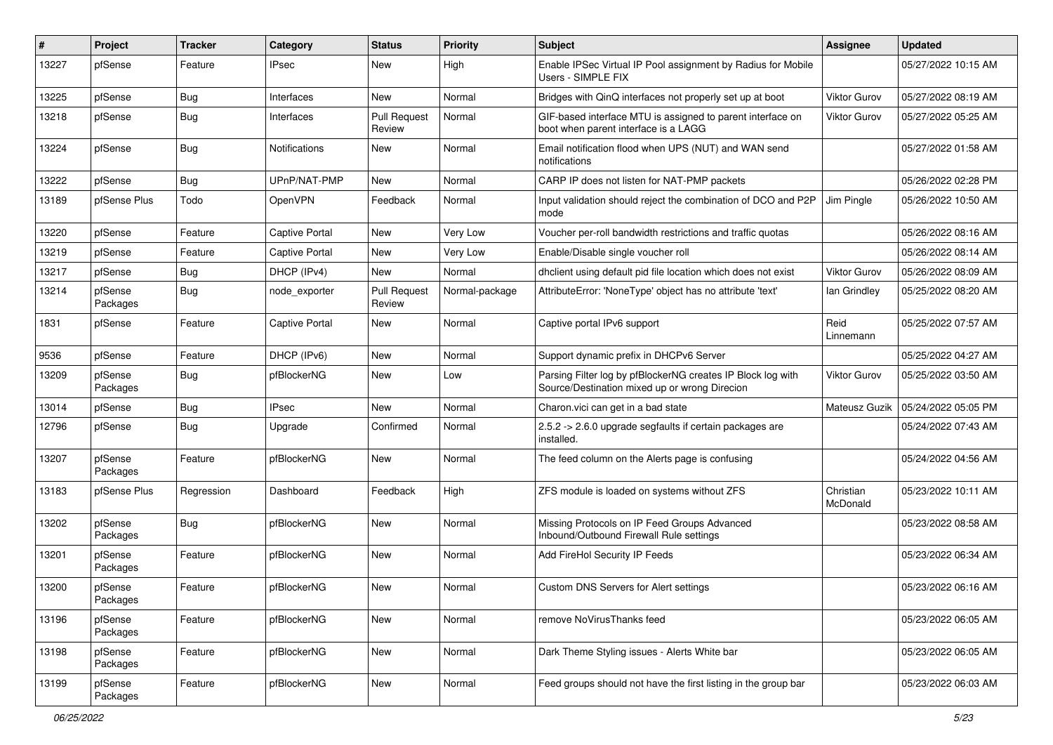| # | Project | Tracker | Category | Status | Priority | Subject | Assignee | Updated |
|---|---|---|---|---|---|---|---|---|
| 13227 | pfSense | Feature | IPsec | New | High | Enable IPSec Virtual IP Pool assignment by Radius for Mobile Users - SIMPLE FIX | | 05/27/2022 10:15 AM |
| 13225 | pfSense | Bug | Interfaces | New | Normal | Bridges with QinQ interfaces not properly set up at boot | Viktor Gurov | 05/27/2022 08:19 AM |
| 13218 | pfSense | Bug | Interfaces | Pull Request Review | Normal | GIF-based interface MTU is assigned to parent interface on boot when parent interface is a LAGG | Viktor Gurov | 05/27/2022 05:25 AM |
| 13224 | pfSense | Bug | Notifications | New | Normal | Email notification flood when UPS (NUT) and WAN send notifications | | 05/27/2022 01:58 AM |
| 13222 | pfSense | Bug | UPnP/NAT-PMP | New | Normal | CARP IP does not listen for NAT-PMP packets | | 05/26/2022 02:28 PM |
| 13189 | pfSense Plus | Todo | OpenVPN | Feedback | Normal | Input validation should reject the combination of DCO and P2P mode | Jim Pingle | 05/26/2022 10:50 AM |
| 13220 | pfSense | Feature | Captive Portal | New | Very Low | Voucher per-roll bandwidth restrictions and traffic quotas | | 05/26/2022 08:16 AM |
| 13219 | pfSense | Feature | Captive Portal | New | Very Low | Enable/Disable single voucher roll | | 05/26/2022 08:14 AM |
| 13217 | pfSense | Bug | DHCP (IPv4) | New | Normal | dhclient using default pid file location which does not exist | Viktor Gurov | 05/26/2022 08:09 AM |
| 13214 | pfSense Packages | Bug | node_exporter | Pull Request Review | Normal-package | AttributeError: 'NoneType' object has no attribute 'text' | Ian Grindley | 05/25/2022 08:20 AM |
| 1831 | pfSense | Feature | Captive Portal | New | Normal | Captive portal IPv6 support | Reid Linnemann | 05/25/2022 07:57 AM |
| 9536 | pfSense | Feature | DHCP (IPv6) | New | Normal | Support dynamic prefix in DHCPv6 Server | | 05/25/2022 04:27 AM |
| 13209 | pfSense Packages | Bug | pfBlockerNG | New | Low | Parsing Filter log by pfBlockerNG creates IP Block log with Source/Destination mixed up or wrong Direcion | Viktor Gurov | 05/25/2022 03:50 AM |
| 13014 | pfSense | Bug | IPsec | New | Normal | Charon.vici can get in a bad state | Mateusz Guzik | 05/24/2022 05:05 PM |
| 12796 | pfSense | Bug | Upgrade | Confirmed | Normal | 2.5.2 -> 2.6.0 upgrade segfaults if certain packages are installed. | | 05/24/2022 07:43 AM |
| 13207 | pfSense Packages | Feature | pfBlockerNG | New | Normal | The feed column on the Alerts page is confusing | | 05/24/2022 04:56 AM |
| 13183 | pfSense Plus | Regression | Dashboard | Feedback | High | ZFS module is loaded on systems without ZFS | Christian McDonald | 05/23/2022 10:11 AM |
| 13202 | pfSense Packages | Bug | pfBlockerNG | New | Normal | Missing Protocols on IP Feed Groups Advanced Inbound/Outbound Firewall Rule settings | | 05/23/2022 08:58 AM |
| 13201 | pfSense Packages | Feature | pfBlockerNG | New | Normal | Add FireHol Security IP Feeds | | 05/23/2022 06:34 AM |
| 13200 | pfSense Packages | Feature | pfBlockerNG | New | Normal | Custom DNS Servers for Alert settings | | 05/23/2022 06:16 AM |
| 13196 | pfSense Packages | Feature | pfBlockerNG | New | Normal | remove NoVirusThanks feed | | 05/23/2022 06:05 AM |
| 13198 | pfSense Packages | Feature | pfBlockerNG | New | Normal | Dark Theme Styling issues - Alerts White bar | | 05/23/2022 06:05 AM |
| 13199 | pfSense Packages | Feature | pfBlockerNG | New | Normal | Feed groups should not have the first listing in the group bar | | 05/23/2022 06:03 AM |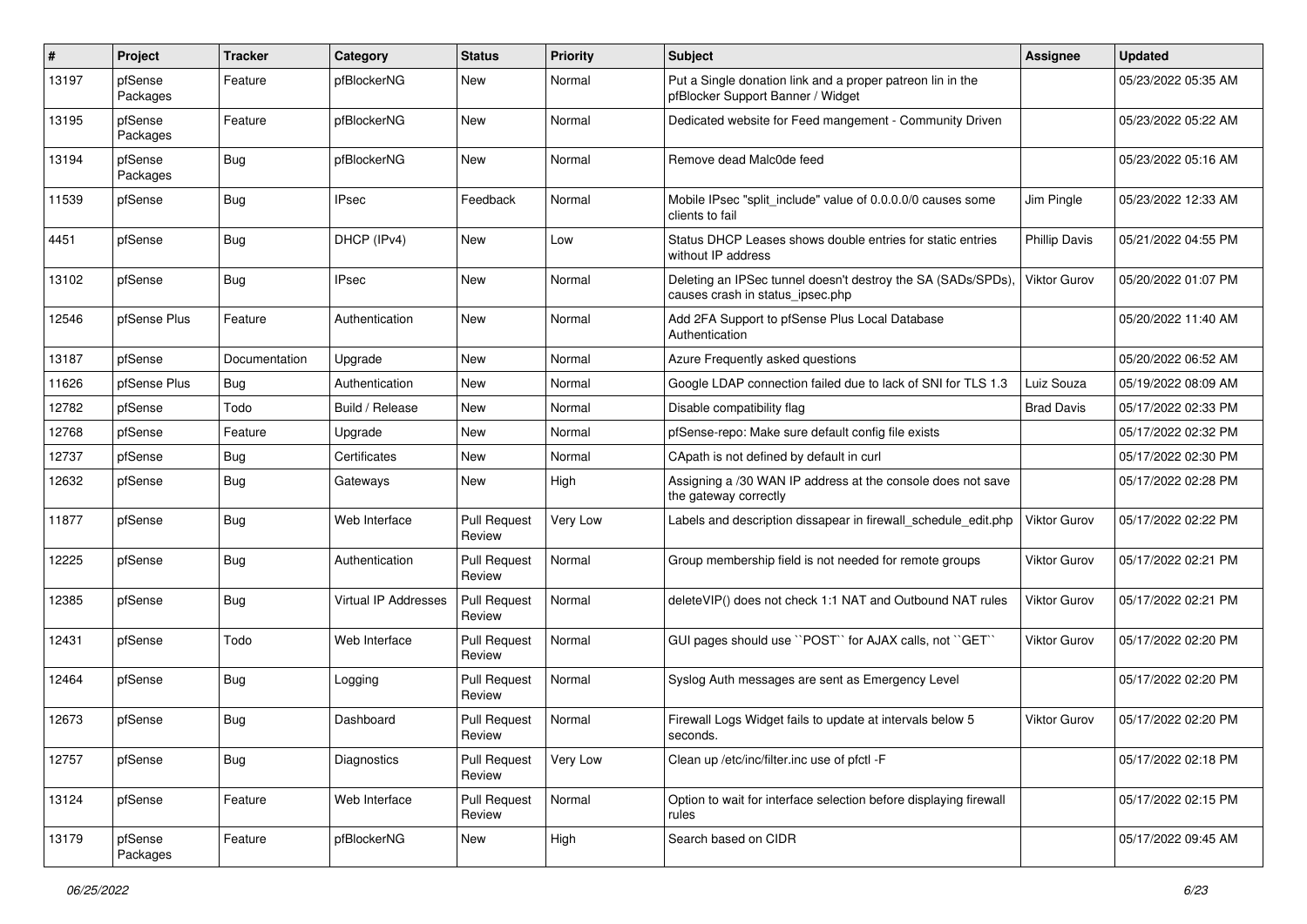| # | Project | Tracker | Category | Status | Priority | Subject | Assignee | Updated |
|---|---|---|---|---|---|---|---|---|
| 13197 | pfSense Packages | Feature | pfBlockerNG | New | Normal | Put a Single donation link and a proper patreon lin in the pfBlocker Support Banner / Widget | | 05/23/2022 05:35 AM |
| 13195 | pfSense Packages | Feature | pfBlockerNG | New | Normal | Dedicated website for Feed mangement - Community Driven | | 05/23/2022 05:22 AM |
| 13194 | pfSense Packages | Bug | pfBlockerNG | New | Normal | Remove dead Malc0de feed | | 05/23/2022 05:16 AM |
| 11539 | pfSense | Bug | IPsec | Feedback | Normal | Mobile IPsec "split_include" value of 0.0.0.0/0 causes some clients to fail | Jim Pingle | 05/23/2022 12:33 AM |
| 4451 | pfSense | Bug | DHCP (IPv4) | New | Low | Status DHCP Leases shows double entries for static entries without IP address | Phillip Davis | 05/21/2022 04:55 PM |
| 13102 | pfSense | Bug | IPsec | New | Normal | Deleting an IPSec tunnel doesn't destroy the SA (SADs/SPDs), causes crash in status_ipsec.php | Viktor Gurov | 05/20/2022 01:07 PM |
| 12546 | pfSense Plus | Feature | Authentication | New | Normal | Add 2FA Support to pfSense Plus Local Database Authentication | | 05/20/2022 11:40 AM |
| 13187 | pfSense | Documentation | Upgrade | New | Normal | Azure Frequently asked questions | | 05/20/2022 06:52 AM |
| 11626 | pfSense Plus | Bug | Authentication | New | Normal | Google LDAP connection failed due to lack of SNI for TLS 1.3 | Luiz Souza | 05/19/2022 08:09 AM |
| 12782 | pfSense | Todo | Build / Release | New | Normal | Disable compatibility flag | Brad Davis | 05/17/2022 02:33 PM |
| 12768 | pfSense | Feature | Upgrade | New | Normal | pfSense-repo: Make sure default config file exists | | 05/17/2022 02:32 PM |
| 12737 | pfSense | Bug | Certificates | New | Normal | CApath is not defined by default in curl | | 05/17/2022 02:30 PM |
| 12632 | pfSense | Bug | Gateways | New | High | Assigning a /30 WAN IP address at the console does not save the gateway correctly | | 05/17/2022 02:28 PM |
| 11877 | pfSense | Bug | Web Interface | Pull Request Review | Very Low | Labels and description dissapear in firewall_schedule_edit.php | Viktor Gurov | 05/17/2022 02:22 PM |
| 12225 | pfSense | Bug | Authentication | Pull Request Review | Normal | Group membership field is not needed for remote groups | Viktor Gurov | 05/17/2022 02:21 PM |
| 12385 | pfSense | Bug | Virtual IP Addresses | Pull Request Review | Normal | deleteVIP() does not check 1:1 NAT and Outbound NAT rules | Viktor Gurov | 05/17/2022 02:21 PM |
| 12431 | pfSense | Todo | Web Interface | Pull Request Review | Normal | GUI pages should use ``POST`` for AJAX calls, not ``GET`` | Viktor Gurov | 05/17/2022 02:20 PM |
| 12464 | pfSense | Bug | Logging | Pull Request Review | Normal | Syslog Auth messages are sent as Emergency Level | | 05/17/2022 02:20 PM |
| 12673 | pfSense | Bug | Dashboard | Pull Request Review | Normal | Firewall Logs Widget fails to update at intervals below 5 seconds. | Viktor Gurov | 05/17/2022 02:20 PM |
| 12757 | pfSense | Bug | Diagnostics | Pull Request Review | Very Low | Clean up /etc/inc/filter.inc use of pfctl -F | | 05/17/2022 02:18 PM |
| 13124 | pfSense | Feature | Web Interface | Pull Request Review | Normal | Option to wait for interface selection before displaying firewall rules | | 05/17/2022 02:15 PM |
| 13179 | pfSense Packages | Feature | pfBlockerNG | New | High | Search based on CIDR | | 05/17/2022 09:45 AM |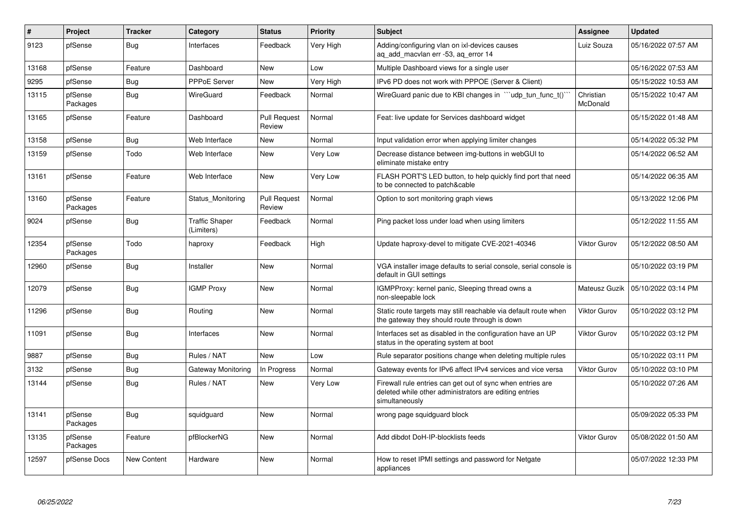| # | Project | Tracker | Category | Status | Priority | Subject | Assignee | Updated |
|---|---|---|---|---|---|---|---|---|
| 9123 | pfSense | Bug | Interfaces | Feedback | Very High | Adding/configuring vlan on ixl-devices causes aq_add_macvlan err -53, aq_error 14 | Luiz Souza | 05/16/2022 07:57 AM |
| 13168 | pfSense | Feature | Dashboard | New | Low | Multiple Dashboard views for a single user | | 05/16/2022 07:53 AM |
| 9295 | pfSense | Bug | PPPoE Server | New | Very High | IPv6 PD does not work with PPPOE (Server & Client) | | 05/15/2022 10:53 AM |
| 13115 | pfSense Packages | Bug | WireGuard | Feedback | Normal | WireGuard panic due to KBI changes in ```udp_tun_func_t()``` | Christian McDonald | 05/15/2022 10:47 AM |
| 13165 | pfSense | Feature | Dashboard | Pull Request Review | Normal | Feat: live update for Services dashboard widget | | 05/15/2022 01:48 AM |
| 13158 | pfSense | Bug | Web Interface | New | Normal | Input validation error when applying limiter changes | | 05/14/2022 05:32 PM |
| 13159 | pfSense | Todo | Web Interface | New | Very Low | Decrease distance between img-buttons in webGUI to eliminate mistake entry | | 05/14/2022 06:52 AM |
| 13161 | pfSense | Feature | Web Interface | New | Very Low | FLASH PORT'S LED button, to help quickly find port that need to be connected to patch&cable | | 05/14/2022 06:35 AM |
| 13160 | pfSense Packages | Feature | Status_Monitoring | Pull Request Review | Normal | Option to sort monitoring graph views | | 05/13/2022 12:06 PM |
| 9024 | pfSense | Bug | Traffic Shaper (Limiters) | Feedback | Normal | Ping packet loss under load when using limiters | | 05/12/2022 11:55 AM |
| 12354 | pfSense Packages | Todo | haproxy | Feedback | High | Update haproxy-devel to mitigate CVE-2021-40346 | Viktor Gurov | 05/12/2022 08:50 AM |
| 12960 | pfSense | Bug | Installer | New | Normal | VGA installer image defaults to serial console, serial console is default in GUI settings | | 05/10/2022 03:19 PM |
| 12079 | pfSense | Bug | IGMP Proxy | New | Normal | IGMPProxy: kernel panic, Sleeping thread owns a non-sleepable lock | Mateusz Guzik | 05/10/2022 03:14 PM |
| 11296 | pfSense | Bug | Routing | New | Normal | Static route targets may still reachable via default route when the gateway they should route through is down | Viktor Gurov | 05/10/2022 03:12 PM |
| 11091 | pfSense | Bug | Interfaces | New | Normal | Interfaces set as disabled in the configuration have an UP status in the operating system at boot | Viktor Gurov | 05/10/2022 03:12 PM |
| 9887 | pfSense | Bug | Rules / NAT | New | Low | Rule separator positions change when deleting multiple rules | | 05/10/2022 03:11 PM |
| 3132 | pfSense | Bug | Gateway Monitoring | In Progress | Normal | Gateway events for IPv6 affect IPv4 services and vice versa | Viktor Gurov | 05/10/2022 03:10 PM |
| 13144 | pfSense | Bug | Rules / NAT | New | Very Low | Firewall rule entries can get out of sync when entries are deleted while other administrators are editing entries simultaneously | | 05/10/2022 07:26 AM |
| 13141 | pfSense Packages | Bug | squidguard | New | Normal | wrong page squidguard block | | 05/09/2022 05:33 PM |
| 13135 | pfSense Packages | Feature | pfBlockerNG | New | Normal | Add dibdot DoH-IP-blocklists feeds | Viktor Gurov | 05/08/2022 01:50 AM |
| 12597 | pfSense Docs | New Content | Hardware | New | Normal | How to reset IPMI settings and password for Netgate appliances | | 05/07/2022 12:33 PM |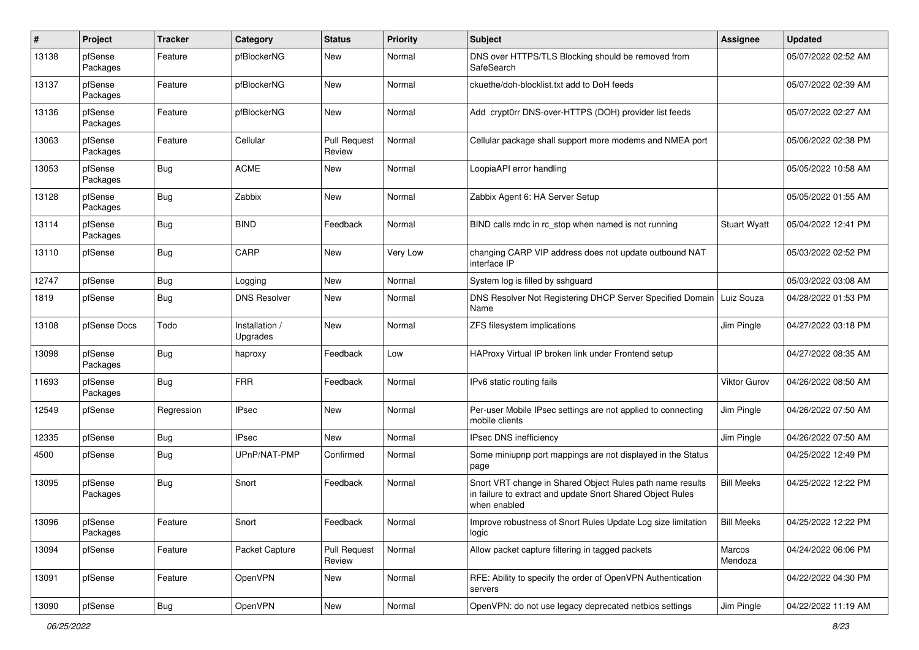| # | Project | Tracker | Category | Status | Priority | Subject | Assignee | Updated |
|---|---|---|---|---|---|---|---|---|
| 13138 | pfSense Packages | Feature | pfBlockerNG | New | Normal | DNS over HTTPS/TLS Blocking should be removed from SafeSearch | | 05/07/2022 02:52 AM |
| 13137 | pfSense Packages | Feature | pfBlockerNG | New | Normal | ckuethe/doh-blocklist.txt add to DoH feeds | | 05/07/2022 02:39 AM |
| 13136 | pfSense Packages | Feature | pfBlockerNG | New | Normal | Add crypt0rr DNS-over-HTTPS (DOH) provider list feeds | | 05/07/2022 02:27 AM |
| 13063 | pfSense Packages | Feature | Cellular | Pull Request Review | Normal | Cellular package shall support more modems and NMEA port | | 05/06/2022 02:38 PM |
| 13053 | pfSense Packages | Bug | ACME | New | Normal | LoopiaAPI error handling | | 05/05/2022 10:58 AM |
| 13128 | pfSense Packages | Bug | Zabbix | New | Normal | Zabbix Agent 6: HA Server Setup | | 05/05/2022 01:55 AM |
| 13114 | pfSense Packages | Bug | BIND | Feedback | Normal | BIND calls rndc in rc_stop when named is not running | Stuart Wyatt | 05/04/2022 12:41 PM |
| 13110 | pfSense | Bug | CARP | New | Very Low | changing CARP VIP address does not update outbound NAT interface IP | | 05/03/2022 02:52 PM |
| 12747 | pfSense | Bug | Logging | New | Normal | System log is filled by sshguard | | 05/03/2022 03:08 AM |
| 1819 | pfSense | Bug | DNS Resolver | New | Normal | DNS Resolver Not Registering DHCP Server Specified Domain Name | Luiz Souza | 04/28/2022 01:53 PM |
| 13108 | pfSense Docs | Todo | Installation / Upgrades | New | Normal | ZFS filesystem implications | Jim Pingle | 04/27/2022 03:18 PM |
| 13098 | pfSense Packages | Bug | haproxy | Feedback | Low | HAProxy Virtual IP broken link under Frontend setup | | 04/27/2022 08:35 AM |
| 11693 | pfSense Packages | Bug | FRR | Feedback | Normal | IPv6 static routing fails | Viktor Gurov | 04/26/2022 08:50 AM |
| 12549 | pfSense | Regression | IPsec | New | Normal | Per-user Mobile IPsec settings are not applied to connecting mobile clients | Jim Pingle | 04/26/2022 07:50 AM |
| 12335 | pfSense | Bug | IPsec | New | Normal | IPsec DNS inefficiency | Jim Pingle | 04/26/2022 07:50 AM |
| 4500 | pfSense | Bug | UPnP/NAT-PMP | Confirmed | Normal | Some miniupnp port mappings are not displayed in the Status page | | 04/25/2022 12:49 PM |
| 13095 | pfSense Packages | Bug | Snort | Feedback | Normal | Snort VRT change in Shared Object Rules path name results in failure to extract and update Snort Shared Object Rules when enabled | Bill Meeks | 04/25/2022 12:22 PM |
| 13096 | pfSense Packages | Feature | Snort | Feedback | Normal | Improve robustness of Snort Rules Update Log size limitation logic | Bill Meeks | 04/25/2022 12:22 PM |
| 13094 | pfSense | Feature | Packet Capture | Pull Request Review | Normal | Allow packet capture filtering in tagged packets | Marcos Mendoza | 04/24/2022 06:06 PM |
| 13091 | pfSense | Feature | OpenVPN | New | Normal | RFE: Ability to specify the order of OpenVPN Authentication servers | | 04/22/2022 04:30 PM |
| 13090 | pfSense | Bug | OpenVPN | New | Normal | OpenVPN: do not use legacy deprecated netbios settings | Jim Pingle | 04/22/2022 11:19 AM |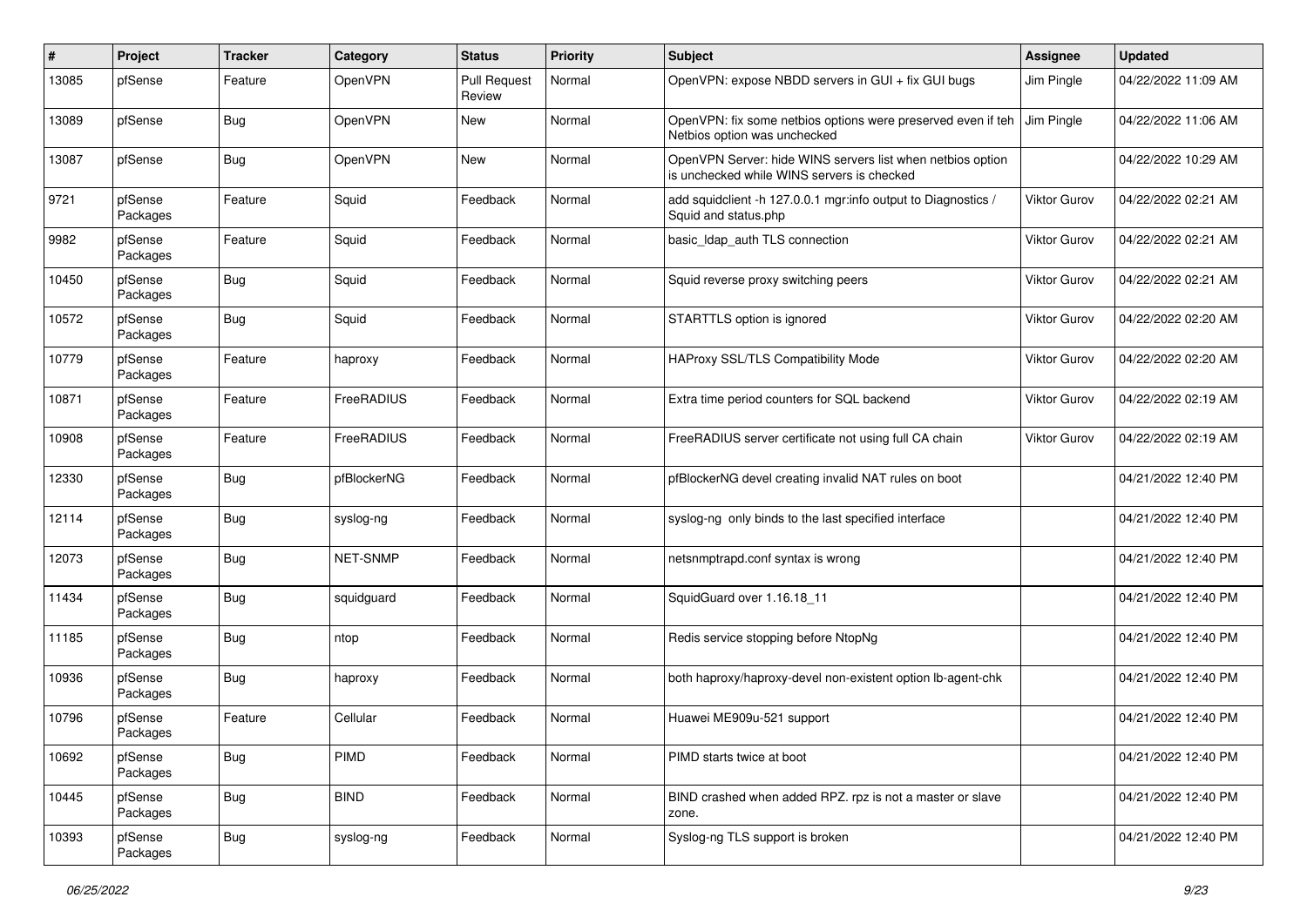| # | Project | Tracker | Category | Status | Priority | Subject | Assignee | Updated |
|---|---|---|---|---|---|---|---|---|
| 13085 | pfSense | Feature | OpenVPN | Pull Request Review | Normal | OpenVPN: expose NBDD servers in GUI + fix GUI bugs | Jim Pingle | 04/22/2022 11:09 AM |
| 13089 | pfSense | Bug | OpenVPN | New | Normal | OpenVPN: fix some netbios options were preserved even if teh Netbios option was unchecked | Jim Pingle | 04/22/2022 11:06 AM |
| 13087 | pfSense | Bug | OpenVPN | New | Normal | OpenVPN Server: hide WINS servers list when netbios option is unchecked while WINS servers is checked | | 04/22/2022 10:29 AM |
| 9721 | pfSense Packages | Feature | Squid | Feedback | Normal | add squidclient -h 127.0.0.1 mgr:info output to Diagnostics / Squid and status.php | Viktor Gurov | 04/22/2022 02:21 AM |
| 9982 | pfSense Packages | Feature | Squid | Feedback | Normal | basic_ldap_auth TLS connection | Viktor Gurov | 04/22/2022 02:21 AM |
| 10450 | pfSense Packages | Bug | Squid | Feedback | Normal | Squid reverse proxy switching peers | Viktor Gurov | 04/22/2022 02:21 AM |
| 10572 | pfSense Packages | Bug | Squid | Feedback | Normal | STARTTLS option is ignored | Viktor Gurov | 04/22/2022 02:20 AM |
| 10779 | pfSense Packages | Feature | haproxy | Feedback | Normal | HAProxy SSL/TLS Compatibility Mode | Viktor Gurov | 04/22/2022 02:20 AM |
| 10871 | pfSense Packages | Feature | FreeRADIUS | Feedback | Normal | Extra time period counters for SQL backend | Viktor Gurov | 04/22/2022 02:19 AM |
| 10908 | pfSense Packages | Feature | FreeRADIUS | Feedback | Normal | FreeRADIUS server certificate not using full CA chain | Viktor Gurov | 04/22/2022 02:19 AM |
| 12330 | pfSense Packages | Bug | pfBlockerNG | Feedback | Normal | pfBlockerNG devel creating invalid NAT rules on boot | | 04/21/2022 12:40 PM |
| 12114 | pfSense Packages | Bug | syslog-ng | Feedback | Normal | syslog-ng only binds to the last specified interface | | 04/21/2022 12:40 PM |
| 12073 | pfSense Packages | Bug | NET-SNMP | Feedback | Normal | netsnmptrapd.conf syntax is wrong | | 04/21/2022 12:40 PM |
| 11434 | pfSense Packages | Bug | squidguard | Feedback | Normal | SquidGuard over 1.16.18_11 | | 04/21/2022 12:40 PM |
| 11185 | pfSense Packages | Bug | ntop | Feedback | Normal | Redis service stopping before NtopNg | | 04/21/2022 12:40 PM |
| 10936 | pfSense Packages | Bug | haproxy | Feedback | Normal | both haproxy/haproxy-devel non-existent option lb-agent-chk | | 04/21/2022 12:40 PM |
| 10796 | pfSense Packages | Feature | Cellular | Feedback | Normal | Huawei ME909u-521 support | | 04/21/2022 12:40 PM |
| 10692 | pfSense Packages | Bug | PIMD | Feedback | Normal | PIMD starts twice at boot | | 04/21/2022 12:40 PM |
| 10445 | pfSense Packages | Bug | BIND | Feedback | Normal | BIND crashed when added RPZ. rpz is not a master or slave zone. | | 04/21/2022 12:40 PM |
| 10393 | pfSense Packages | Bug | syslog-ng | Feedback | Normal | Syslog-ng TLS support is broken | | 04/21/2022 12:40 PM |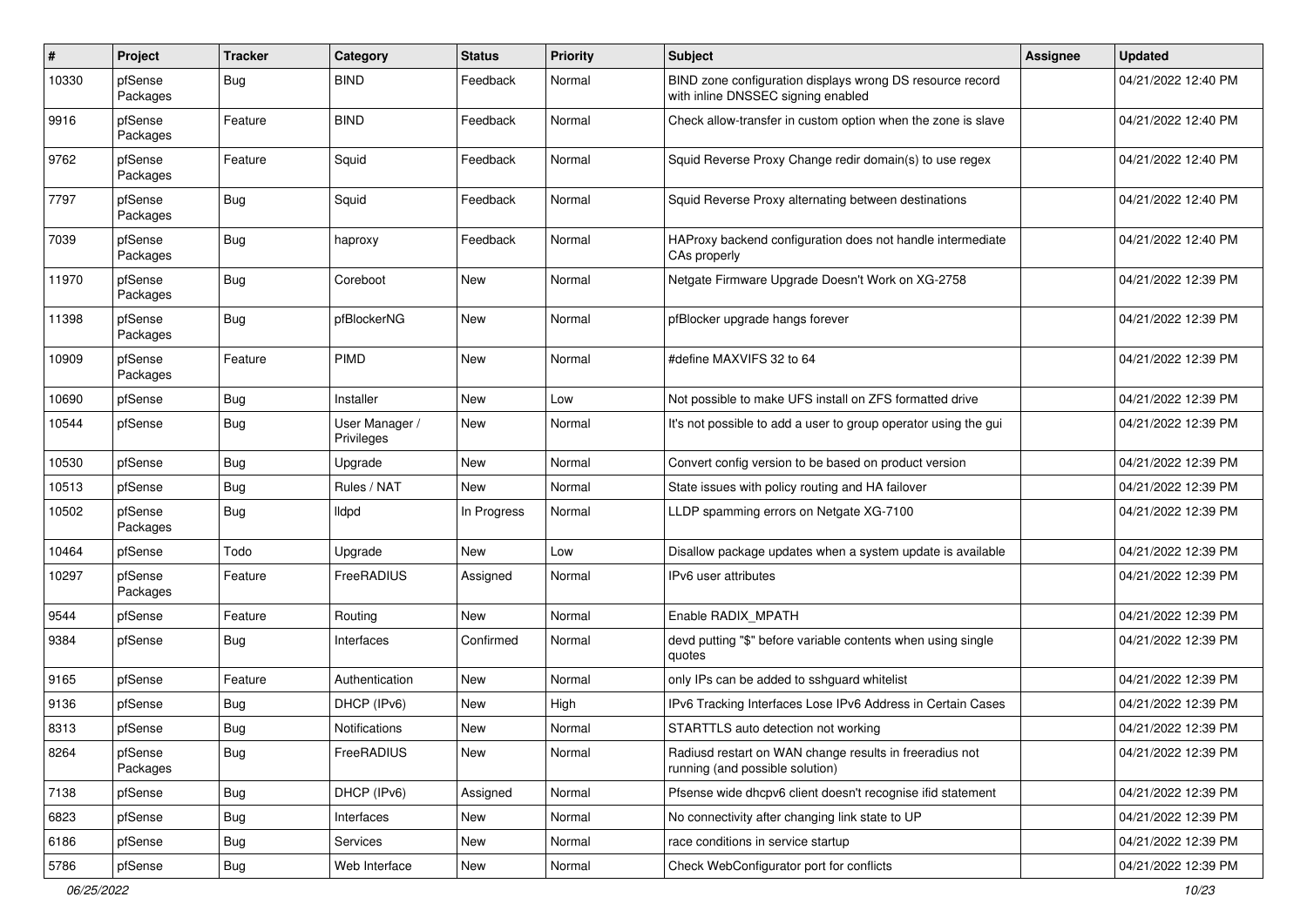| # | Project | Tracker | Category | Status | Priority | Subject | Assignee | Updated |
|---|---|---|---|---|---|---|---|---|
| 10330 | pfSense Packages | Bug | BIND | Feedback | Normal | BIND zone configuration displays wrong DS resource record with inline DNSSEC signing enabled | | 04/21/2022 12:40 PM |
| 9916 | pfSense Packages | Feature | BIND | Feedback | Normal | Check allow-transfer in custom option when the zone is slave | | 04/21/2022 12:40 PM |
| 9762 | pfSense Packages | Feature | Squid | Feedback | Normal | Squid Reverse Proxy Change redir domain(s) to use regex | | 04/21/2022 12:40 PM |
| 7797 | pfSense Packages | Bug | Squid | Feedback | Normal | Squid Reverse Proxy alternating between destinations | | 04/21/2022 12:40 PM |
| 7039 | pfSense Packages | Bug | haproxy | Feedback | Normal | HAProxy backend configuration does not handle intermediate CAs properly | | 04/21/2022 12:40 PM |
| 11970 | pfSense Packages | Bug | Coreboot | New | Normal | Netgate Firmware Upgrade Doesn't Work on XG-2758 | | 04/21/2022 12:39 PM |
| 11398 | pfSense Packages | Bug | pfBlockerNG | New | Normal | pfBlocker upgrade hangs forever | | 04/21/2022 12:39 PM |
| 10909 | pfSense Packages | Feature | PIMD | New | Normal | #define MAXVIFS 32 to 64 | | 04/21/2022 12:39 PM |
| 10690 | pfSense | Bug | Installer | New | Low | Not possible to make UFS install on ZFS formatted drive | | 04/21/2022 12:39 PM |
| 10544 | pfSense | Bug | User Manager / Privileges | New | Normal | It's not possible to add a user to group operator using the gui | | 04/21/2022 12:39 PM |
| 10530 | pfSense | Bug | Upgrade | New | Normal | Convert config version to be based on product version | | 04/21/2022 12:39 PM |
| 10513 | pfSense | Bug | Rules / NAT | New | Normal | State issues with policy routing and HA failover | | 04/21/2022 12:39 PM |
| 10502 | pfSense Packages | Bug | lldpd | In Progress | Normal | LLDP spamming errors on Netgate XG-7100 | | 04/21/2022 12:39 PM |
| 10464 | pfSense | Todo | Upgrade | New | Low | Disallow package updates when a system update is available | | 04/21/2022 12:39 PM |
| 10297 | pfSense Packages | Feature | FreeRADIUS | Assigned | Normal | IPv6 user attributes | | 04/21/2022 12:39 PM |
| 9544 | pfSense | Feature | Routing | New | Normal | Enable RADIX_MPATH | | 04/21/2022 12:39 PM |
| 9384 | pfSense | Bug | Interfaces | Confirmed | Normal | devd putting "$" before variable contents when using single quotes | | 04/21/2022 12:39 PM |
| 9165 | pfSense | Feature | Authentication | New | Normal | only IPs can be added to sshguard whitelist | | 04/21/2022 12:39 PM |
| 9136 | pfSense | Bug | DHCP (IPv6) | New | High | IPv6 Tracking Interfaces Lose IPv6 Address in Certain Cases | | 04/21/2022 12:39 PM |
| 8313 | pfSense | Bug | Notifications | New | Normal | STARTTLS auto detection not working | | 04/21/2022 12:39 PM |
| 8264 | pfSense Packages | Bug | FreeRADIUS | New | Normal | Radiusd restart on WAN change results in freeradius not running (and possible solution) | | 04/21/2022 12:39 PM |
| 7138 | pfSense | Bug | DHCP (IPv6) | Assigned | Normal | Pfsense wide dhcpv6 client doesn't recognise ifid statement | | 04/21/2022 12:39 PM |
| 6823 | pfSense | Bug | Interfaces | New | Normal | No connectivity after changing link state to UP | | 04/21/2022 12:39 PM |
| 6186 | pfSense | Bug | Services | New | Normal | race conditions in service startup | | 04/21/2022 12:39 PM |
| 5786 | pfSense | Bug | Web Interface | New | Normal | Check WebConfigurator port for conflicts | | 04/21/2022 12:39 PM |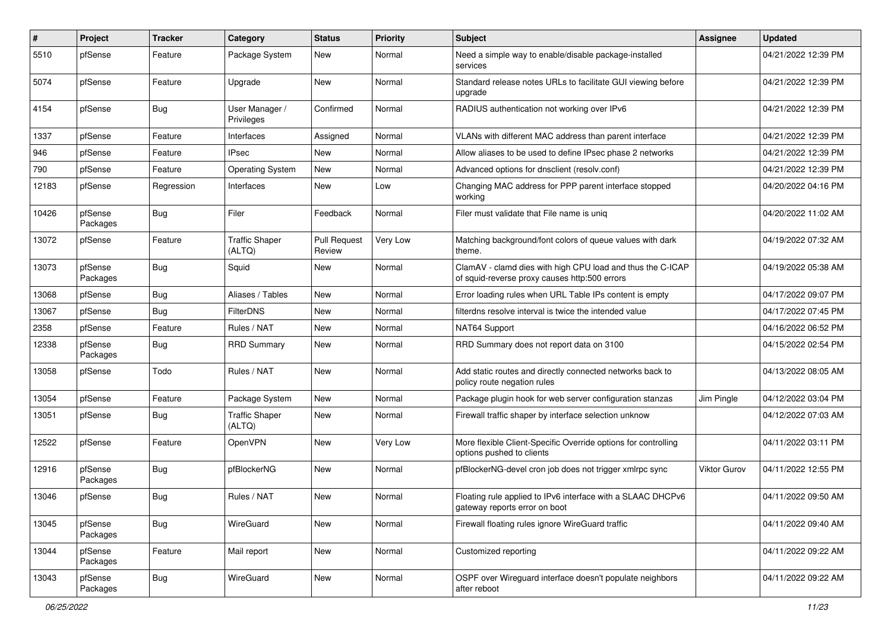| # | Project | Tracker | Category | Status | Priority | Subject | Assignee | Updated |
|---|---|---|---|---|---|---|---|---|
| 5510 | pfSense | Feature | Package System | New | Normal | Need a simple way to enable/disable package-installed services | | 04/21/2022 12:39 PM |
| 5074 | pfSense | Feature | Upgrade | New | Normal | Standard release notes URLs to facilitate GUI viewing before upgrade | | 04/21/2022 12:39 PM |
| 4154 | pfSense | Bug | User Manager / Privileges | Confirmed | Normal | RADIUS authentication not working over IPv6 | | 04/21/2022 12:39 PM |
| 1337 | pfSense | Feature | Interfaces | Assigned | Normal | VLANs with different MAC address than parent interface | | 04/21/2022 12:39 PM |
| 946 | pfSense | Feature | IPsec | New | Normal | Allow aliases to be used to define IPsec phase 2 networks | | 04/21/2022 12:39 PM |
| 790 | pfSense | Feature | Operating System | New | Normal | Advanced options for dnsclient (resolv.conf) | | 04/21/2022 12:39 PM |
| 12183 | pfSense | Regression | Interfaces | New | Low | Changing MAC address for PPP parent interface stopped working | | 04/20/2022 04:16 PM |
| 10426 | pfSense Packages | Bug | Filer | Feedback | Normal | Filer must validate that File name is uniq | | 04/20/2022 11:02 AM |
| 13072 | pfSense | Feature | Traffic Shaper (ALTQ) | Pull Request Review | Very Low | Matching background/font colors of queue values with dark theme. | | 04/19/2022 07:32 AM |
| 13073 | pfSense Packages | Bug | Squid | New | Normal | ClamAV - clamd dies with high CPU load and thus the C-ICAP of squid-reverse proxy causes http:500 errors | | 04/19/2022 05:38 AM |
| 13068 | pfSense | Bug | Aliases / Tables | New | Normal | Error loading rules when URL Table IPs content is empty | | 04/17/2022 09:07 PM |
| 13067 | pfSense | Bug | FilterDNS | New | Normal | filterdns resolve interval is twice the intended value | | 04/17/2022 07:45 PM |
| 2358 | pfSense | Feature | Rules / NAT | New | Normal | NAT64 Support | | 04/16/2022 06:52 PM |
| 12338 | pfSense Packages | Bug | RRD Summary | New | Normal | RRD Summary does not report data on 3100 | | 04/15/2022 02:54 PM |
| 13058 | pfSense | Todo | Rules / NAT | New | Normal | Add static routes and directly connected networks back to policy route negation rules | | 04/13/2022 08:05 AM |
| 13054 | pfSense | Feature | Package System | New | Normal | Package plugin hook for web server configuration stanzas | Jim Pingle | 04/12/2022 03:04 PM |
| 13051 | pfSense | Bug | Traffic Shaper (ALTQ) | New | Normal | Firewall traffic shaper by interface selection unknow | | 04/12/2022 07:03 AM |
| 12522 | pfSense | Feature | OpenVPN | New | Very Low | More flexible Client-Specific Override options for controlling options pushed to clients | | 04/11/2022 03:11 PM |
| 12916 | pfSense Packages | Bug | pfBlockerNG | New | Normal | pfBlockerNG-devel cron job does not trigger xmlrpc sync | Viktor Gurov | 04/11/2022 12:55 PM |
| 13046 | pfSense | Bug | Rules / NAT | New | Normal | Floating rule applied to IPv6 interface with a SLAAC DHCPv6 gateway reports error on boot | | 04/11/2022 09:50 AM |
| 13045 | pfSense Packages | Bug | WireGuard | New | Normal | Firewall floating rules ignore WireGuard traffic | | 04/11/2022 09:40 AM |
| 13044 | pfSense Packages | Feature | Mail report | New | Normal | Customized reporting | | 04/11/2022 09:22 AM |
| 13043 | pfSense Packages | Bug | WireGuard | New | Normal | OSPF over Wireguard interface doesn't populate neighbors after reboot | | 04/11/2022 09:22 AM |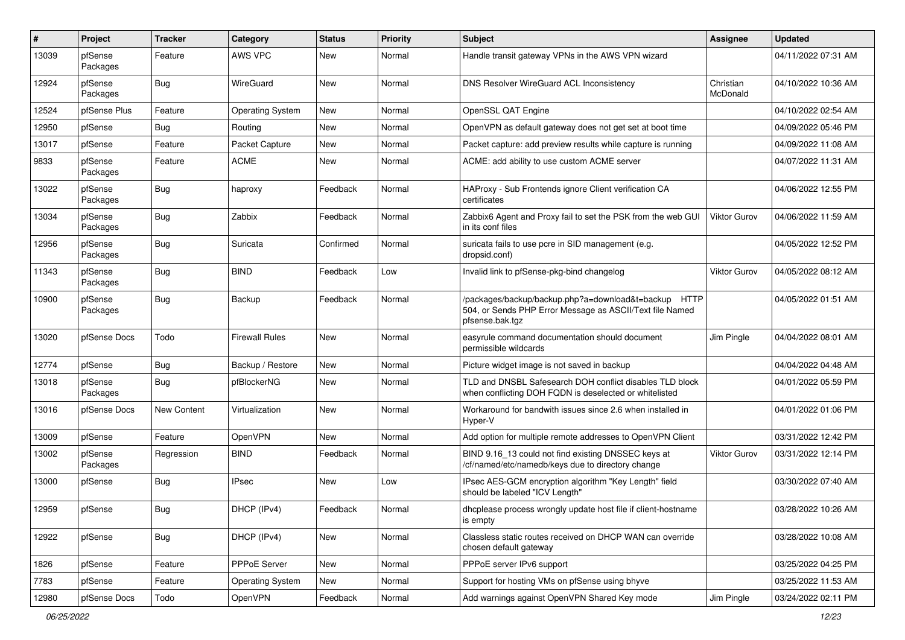| # | Project | Tracker | Category | Status | Priority | Subject | Assignee | Updated |
|---|---|---|---|---|---|---|---|---|
| 13039 | pfSense Packages | Feature | AWS VPC | New | Normal | Handle transit gateway VPNs in the AWS VPN wizard | | 04/11/2022 07:31 AM |
| 12924 | pfSense Packages | Bug | WireGuard | New | Normal | DNS Resolver WireGuard ACL Inconsistency | Christian McDonald | 04/10/2022 10:36 AM |
| 12524 | pfSense Plus | Feature | Operating System | New | Normal | OpenSSL QAT Engine | | 04/10/2022 02:54 AM |
| 12950 | pfSense | Bug | Routing | New | Normal | OpenVPN as default gateway does not get set at boot time | | 04/09/2022 05:46 PM |
| 13017 | pfSense | Feature | Packet Capture | New | Normal | Packet capture: add preview results while capture is running | | 04/09/2022 11:08 AM |
| 9833 | pfSense Packages | Feature | ACME | New | Normal | ACME: add ability to use custom ACME server | | 04/07/2022 11:31 AM |
| 13022 | pfSense Packages | Bug | haproxy | Feedback | Normal | HAProxy - Sub Frontends ignore Client verification CA certificates | | 04/06/2022 12:55 PM |
| 13034 | pfSense Packages | Bug | Zabbix | Feedback | Normal | Zabbix6 Agent and Proxy fail to set the PSK from the web GUI in its conf files | Viktor Gurov | 04/06/2022 11:59 AM |
| 12956 | pfSense Packages | Bug | Suricata | Confirmed | Normal | suricata fails to use pcre in SID management (e.g. dropsid.conf) | | 04/05/2022 12:52 PM |
| 11343 | pfSense Packages | Bug | BIND | Feedback | Low | Invalid link to pfSense-pkg-bind changelog | Viktor Gurov | 04/05/2022 08:12 AM |
| 10900 | pfSense Packages | Bug | Backup | Feedback | Normal | /packages/backup/backup.php?a=download&t=backup HTTP 504, or Sends PHP Error Message as ASCII/Text file Named pfsense.bak.tgz | | 04/05/2022 01:51 AM |
| 13020 | pfSense Docs | Todo | Firewall Rules | New | Normal | easyrule command documentation should document permissible wildcards | Jim Pingle | 04/04/2022 08:01 AM |
| 12774 | pfSense | Bug | Backup / Restore | New | Normal | Picture widget image is not saved in backup | | 04/04/2022 04:48 AM |
| 13018 | pfSense Packages | Bug | pfBlockerNG | New | Normal | TLD and DNSBL Safesearch DOH conflict disables TLD block when conflicting DOH FQDN is deselected or whitelisted | | 04/01/2022 05:59 PM |
| 13016 | pfSense Docs | New Content | Virtualization | New | Normal | Workaround for bandwith issues since 2.6 when installed in Hyper-V | | 04/01/2022 01:06 PM |
| 13009 | pfSense | Feature | OpenVPN | New | Normal | Add option for multiple remote addresses to OpenVPN Client | | 03/31/2022 12:42 PM |
| 13002 | pfSense Packages | Regression | BIND | Feedback | Normal | BIND 9.16_13 could not find existing DNSSEC keys at /cf/named/etc/namedb/keys due to directory change | Viktor Gurov | 03/31/2022 12:14 PM |
| 13000 | pfSense | Bug | IPsec | New | Low | IPsec AES-GCM encryption algorithm "Key Length" field should be labeled "ICV Length" | | 03/30/2022 07:40 AM |
| 12959 | pfSense | Bug | DHCP (IPv4) | Feedback | Normal | dhcplease process wrongly update host file if client-hostname is empty | | 03/28/2022 10:26 AM |
| 12922 | pfSense | Bug | DHCP (IPv4) | New | Normal | Classless static routes received on DHCP WAN can override chosen default gateway | | 03/28/2022 10:08 AM |
| 1826 | pfSense | Feature | PPPoE Server | New | Normal | PPPoE server IPv6 support | | 03/25/2022 04:25 PM |
| 7783 | pfSense | Feature | Operating System | New | Normal | Support for hosting VMs on pfSense using bhyve | | 03/25/2022 11:53 AM |
| 12980 | pfSense Docs | Todo | OpenVPN | Feedback | Normal | Add warnings against OpenVPN Shared Key mode | Jim Pingle | 03/24/2022 02:11 PM |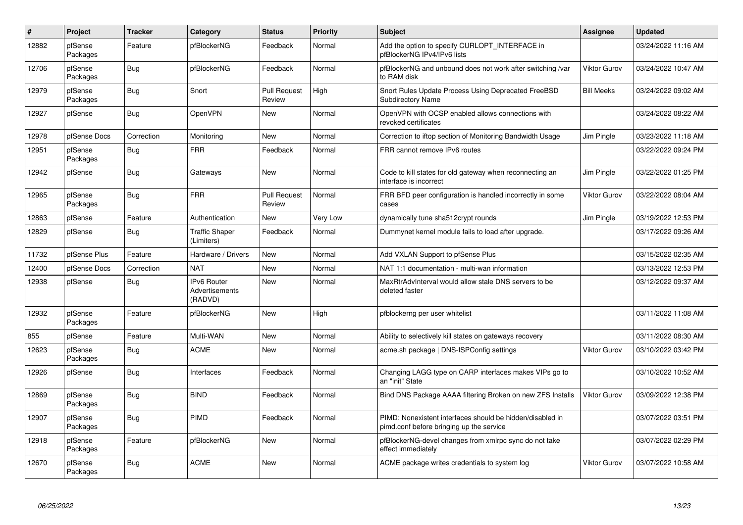| # | Project | Tracker | Category | Status | Priority | Subject | Assignee | Updated |
|---|---|---|---|---|---|---|---|---|
| 12882 | pfSense Packages | Feature | pfBlockerNG | Feedback | Normal | Add the option to specify CURLOPT_INTERFACE in pfBlockerNG IPv4/IPv6 lists | | 03/24/2022 11:16 AM |
| 12706 | pfSense Packages | Bug | pfBlockerNG | Feedback | Normal | pfBlockerNG and unbound does not work after switching /var to RAM disk | Viktor Gurov | 03/24/2022 10:47 AM |
| 12979 | pfSense Packages | Bug | Snort | Pull Request Review | High | Snort Rules Update Process Using Deprecated FreeBSD Subdirectory Name | Bill Meeks | 03/24/2022 09:02 AM |
| 12927 | pfSense | Bug | OpenVPN | New | Normal | OpenVPN with OCSP enabled allows connections with revoked certificates | | 03/24/2022 08:22 AM |
| 12978 | pfSense Docs | Correction | Monitoring | New | Normal | Correction to iftop section of Monitoring Bandwidth Usage | Jim Pingle | 03/23/2022 11:18 AM |
| 12951 | pfSense Packages | Bug | FRR | Feedback | Normal | FRR cannot remove IPv6 routes | | 03/22/2022 09:24 PM |
| 12942 | pfSense | Bug | Gateways | New | Normal | Code to kill states for old gateway when reconnecting an interface is incorrect | Jim Pingle | 03/22/2022 01:25 PM |
| 12965 | pfSense Packages | Bug | FRR | Pull Request Review | Normal | FRR BFD peer configuration is handled incorrectly in some cases | Viktor Gurov | 03/22/2022 08:04 AM |
| 12863 | pfSense | Feature | Authentication | New | Very Low | dynamically tune sha512crypt rounds | Jim Pingle | 03/19/2022 12:53 PM |
| 12829 | pfSense | Bug | Traffic Shaper (Limiters) | Feedback | Normal | Dummynet kernel module fails to load after upgrade. | | 03/17/2022 09:26 AM |
| 11732 | pfSense Plus | Feature | Hardware / Drivers | New | Normal | Add VXLAN Support to pfSense Plus | | 03/15/2022 02:35 AM |
| 12400 | pfSense Docs | Correction | NAT | New | Normal | NAT 1:1 documentation - multi-wan information | | 03/13/2022 12:53 PM |
| 12938 | pfSense | Bug | IPv6 Router Advertisements (RADVD) | New | Normal | MaxRtrAdvInterval would allow stale DNS servers to be deleted faster | | 03/12/2022 09:37 AM |
| 12932 | pfSense Packages | Feature | pfBlockerNG | New | High | pfblockerng per user whitelist | | 03/11/2022 11:08 AM |
| 855 | pfSense | Feature | Multi-WAN | New | Normal | Ability to selectively kill states on gateways recovery | | 03/11/2022 08:30 AM |
| 12623 | pfSense Packages | Bug | ACME | New | Normal | acme.sh package \| DNS-ISPConfig settings | Viktor Gurov | 03/10/2022 03:42 PM |
| 12926 | pfSense | Bug | Interfaces | Feedback | Normal | Changing LAGG type on CARP interfaces makes VIPs go to an "init" State | | 03/10/2022 10:52 AM |
| 12869 | pfSense Packages | Bug | BIND | Feedback | Normal | Bind DNS Package AAAA filtering Broken on new ZFS Installs | Viktor Gurov | 03/09/2022 12:38 PM |
| 12907 | pfSense Packages | Bug | PIMD | Feedback | Normal | PIMD: Nonexistent interfaces should be hidden/disabled in pimd.conf before bringing up the service | | 03/07/2022 03:51 PM |
| 12918 | pfSense Packages | Feature | pfBlockerNG | New | Normal | pfBlockerNG-devel changes from xmlrpc sync do not take effect immediately | | 03/07/2022 02:29 PM |
| 12670 | pfSense Packages | Bug | ACME | New | Normal | ACME package writes credentials to system log | Viktor Gurov | 03/07/2022 10:58 AM |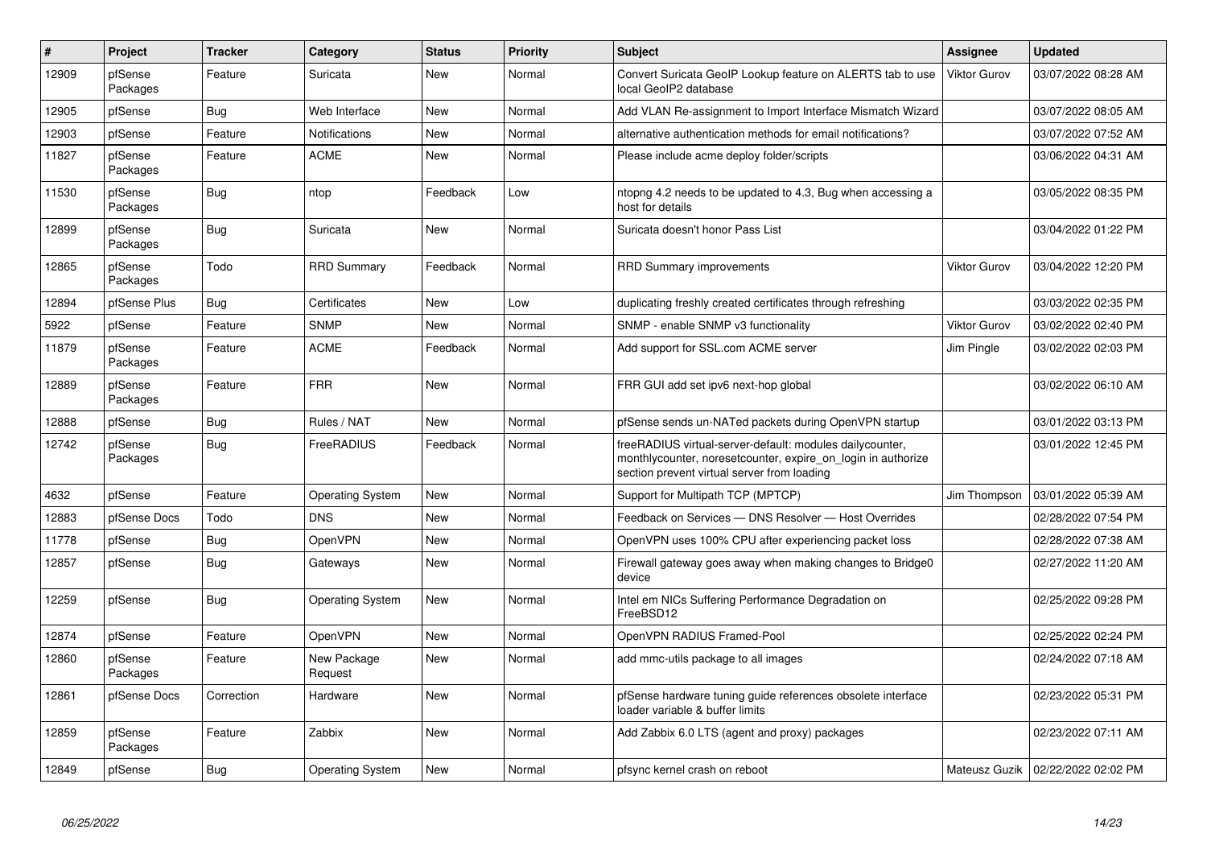| # | Project | Tracker | Category | Status | Priority | Subject | Assignee | Updated |
|---|---|---|---|---|---|---|---|---|
| 12909 | pfSense Packages | Feature | Suricata | New | Normal | Convert Suricata GeoIP Lookup feature on ALERTS tab to use local GeoIP2 database | Viktor Gurov | 03/07/2022 08:28 AM |
| 12905 | pfSense | Bug | Web Interface | New | Normal | Add VLAN Re-assignment to Import Interface Mismatch Wizard | | 03/07/2022 08:05 AM |
| 12903 | pfSense | Feature | Notifications | New | Normal | alternative authentication methods for email notifications? | | 03/07/2022 07:52 AM |
| 11827 | pfSense Packages | Feature | ACME | New | Normal | Please include acme deploy folder/scripts | | 03/06/2022 04:31 AM |
| 11530 | pfSense Packages | Bug | ntop | Feedback | Low | ntopng 4.2 needs to be updated to 4.3, Bug when accessing a host for details | | 03/05/2022 08:35 PM |
| 12899 | pfSense Packages | Bug | Suricata | New | Normal | Suricata doesn't honor Pass List | | 03/04/2022 01:22 PM |
| 12865 | pfSense Packages | Todo | RRD Summary | Feedback | Normal | RRD Summary improvements | Viktor Gurov | 03/04/2022 12:20 PM |
| 12894 | pfSense Plus | Bug | Certificates | New | Low | duplicating freshly created certificates through refreshing | | 03/03/2022 02:35 PM |
| 5922 | pfSense | Feature | SNMP | New | Normal | SNMP - enable SNMP v3 functionality | Viktor Gurov | 03/02/2022 02:40 PM |
| 11879 | pfSense Packages | Feature | ACME | Feedback | Normal | Add support for SSL.com ACME server | Jim Pingle | 03/02/2022 02:03 PM |
| 12889 | pfSense Packages | Feature | FRR | New | Normal | FRR GUI add set ipv6 next-hop global | | 03/02/2022 06:10 AM |
| 12888 | pfSense | Bug | Rules / NAT | New | Normal | pfSense sends un-NATed packets during OpenVPN startup | | 03/01/2022 03:13 PM |
| 12742 | pfSense Packages | Bug | FreeRADIUS | Feedback | Normal | freeRADIUS virtual-server-default: modules dailycounter, monthlycounter, noresetcounter, expire_on_login in authorize section prevent virtual server from loading | | 03/01/2022 12:45 PM |
| 4632 | pfSense | Feature | Operating System | New | Normal | Support for Multipath TCP (MPTCP) | Jim Thompson | 03/01/2022 05:39 AM |
| 12883 | pfSense Docs | Todo | DNS | New | Normal | Feedback on Services — DNS Resolver — Host Overrides | | 02/28/2022 07:54 PM |
| 11778 | pfSense | Bug | OpenVPN | New | Normal | OpenVPN uses 100% CPU after experiencing packet loss | | 02/28/2022 07:38 AM |
| 12857 | pfSense | Bug | Gateways | New | Normal | Firewall gateway goes away when making changes to Bridge0 device | | 02/27/2022 11:20 AM |
| 12259 | pfSense | Bug | Operating System | New | Normal | Intel em NICs Suffering Performance Degradation on FreeBSD12 | | 02/25/2022 09:28 PM |
| 12874 | pfSense | Feature | OpenVPN | New | Normal | OpenVPN RADIUS Framed-Pool | | 02/25/2022 02:24 PM |
| 12860 | pfSense Packages | Feature | New Package Request | New | Normal | add mmc-utils package to all images | | 02/24/2022 07:18 AM |
| 12861 | pfSense Docs | Correction | Hardware | New | Normal | pfSense hardware tuning guide references obsolete interface loader variable & buffer limits | | 02/23/2022 05:31 PM |
| 12859 | pfSense Packages | Feature | Zabbix | New | Normal | Add Zabbix 6.0 LTS (agent and proxy) packages | | 02/23/2022 07:11 AM |
| 12849 | pfSense | Bug | Operating System | New | Normal | pfsync kernel crash on reboot | Mateusz Guzik | 02/22/2022 02:02 PM |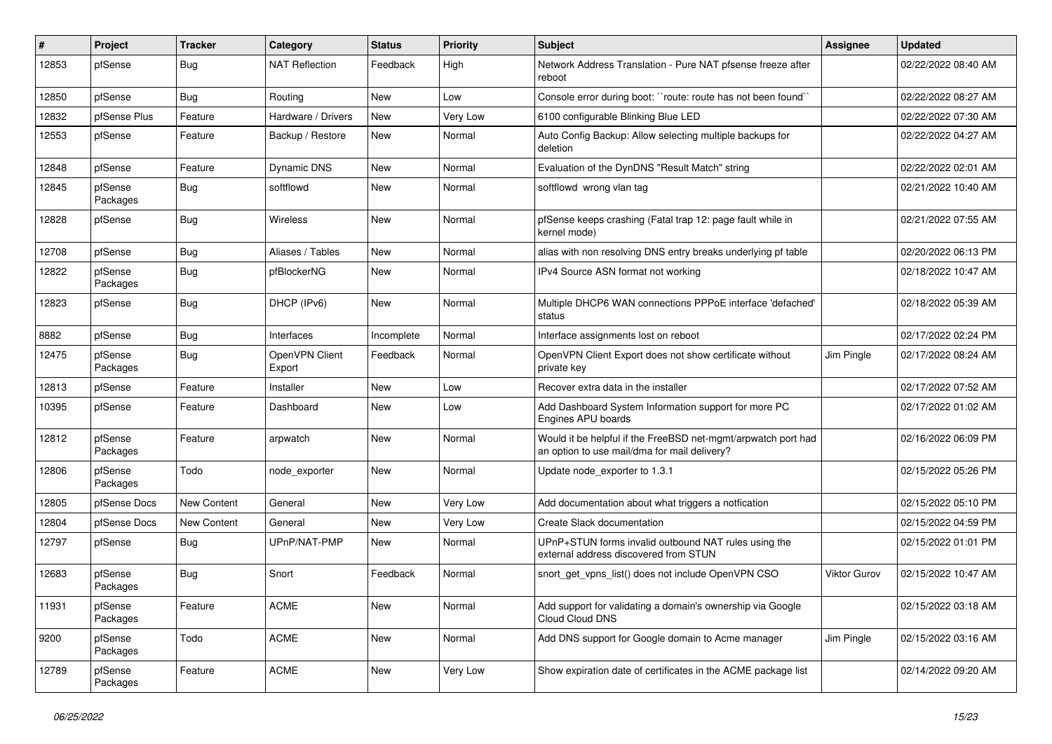| # | Project | Tracker | Category | Status | Priority | Subject | Assignee | Updated |
|---|---|---|---|---|---|---|---|---|
| 12853 | pfSense | Bug | NAT Reflection | Feedback | High | Network Address Translation - Pure NAT pfsense freeze after reboot | | 02/22/2022 08:40 AM |
| 12850 | pfSense | Bug | Routing | New | Low | Console error during boot: ``route: route has not been found`` | | 02/22/2022 08:27 AM |
| 12832 | pfSense Plus | Feature | Hardware / Drivers | New | Very Low | 6100 configurable Blinking Blue LED | | 02/22/2022 07:30 AM |
| 12553 | pfSense | Feature | Backup / Restore | New | Normal | Auto Config Backup: Allow selecting multiple backups for deletion | | 02/22/2022 04:27 AM |
| 12848 | pfSense | Feature | Dynamic DNS | New | Normal | Evaluation of the DynDNS "Result Match" string | | 02/22/2022 02:01 AM |
| 12845 | pfSense Packages | Bug | softflowd | New | Normal | softflowd wrong vlan tag | | 02/21/2022 10:40 AM |
| 12828 | pfSense | Bug | Wireless | New | Normal | pfSense keeps crashing (Fatal trap 12: page fault while in kernel mode) | | 02/21/2022 07:55 AM |
| 12708 | pfSense | Bug | Aliases / Tables | New | Normal | alias with non resolving DNS entry breaks underlying pf table | | 02/20/2022 06:13 PM |
| 12822 | pfSense Packages | Bug | pfBlockerNG | New | Normal | IPv4 Source ASN format not working | | 02/18/2022 10:47 AM |
| 12823 | pfSense | Bug | DHCP (IPv6) | New | Normal | Multiple DHCP6 WAN connections PPPoE interface 'defached' status | | 02/18/2022 05:39 AM |
| 8882 | pfSense | Bug | Interfaces | Incomplete | Normal | Interface assignments lost on reboot | | 02/17/2022 02:24 PM |
| 12475 | pfSense Packages | Bug | OpenVPN Client Export | Feedback | Normal | OpenVPN Client Export does not show certificate without private key | Jim Pingle | 02/17/2022 08:24 AM |
| 12813 | pfSense | Feature | Installer | New | Low | Recover extra data in the installer | | 02/17/2022 07:52 AM |
| 10395 | pfSense | Feature | Dashboard | New | Low | Add Dashboard System Information support for more PC Engines APU boards | | 02/17/2022 01:02 AM |
| 12812 | pfSense Packages | Feature | arpwatch | New | Normal | Would it be helpful if the FreeBSD net-mgmt/arpwatch port had an option to use mail/dma for mail delivery? | | 02/16/2022 06:09 PM |
| 12806 | pfSense Packages | Todo | node_exporter | New | Normal | Update node_exporter to 1.3.1 | | 02/15/2022 05:26 PM |
| 12805 | pfSense Docs | New Content | General | New | Very Low | Add documentation about what triggers a notfication | | 02/15/2022 05:10 PM |
| 12804 | pfSense Docs | New Content | General | New | Very Low | Create Slack documentation | | 02/15/2022 04:59 PM |
| 12797 | pfSense | Bug | UPnP/NAT-PMP | New | Normal | UPnP+STUN forms invalid outbound NAT rules using the external address discovered from STUN | | 02/15/2022 01:01 PM |
| 12683 | pfSense Packages | Bug | Snort | Feedback | Normal | snort_get_vpns_list() does not include OpenVPN CSO | Viktor Gurov | 02/15/2022 10:47 AM |
| 11931 | pfSense Packages | Feature | ACME | New | Normal | Add support for validating a domain's ownership via Google Cloud Cloud DNS | | 02/15/2022 03:18 AM |
| 9200 | pfSense Packages | Todo | ACME | New | Normal | Add DNS support for Google domain to Acme manager | Jim Pingle | 02/15/2022 03:16 AM |
| 12789 | pfSense Packages | Feature | ACME | New | Very Low | Show expiration date of certificates in the ACME package list | | 02/14/2022 09:20 AM |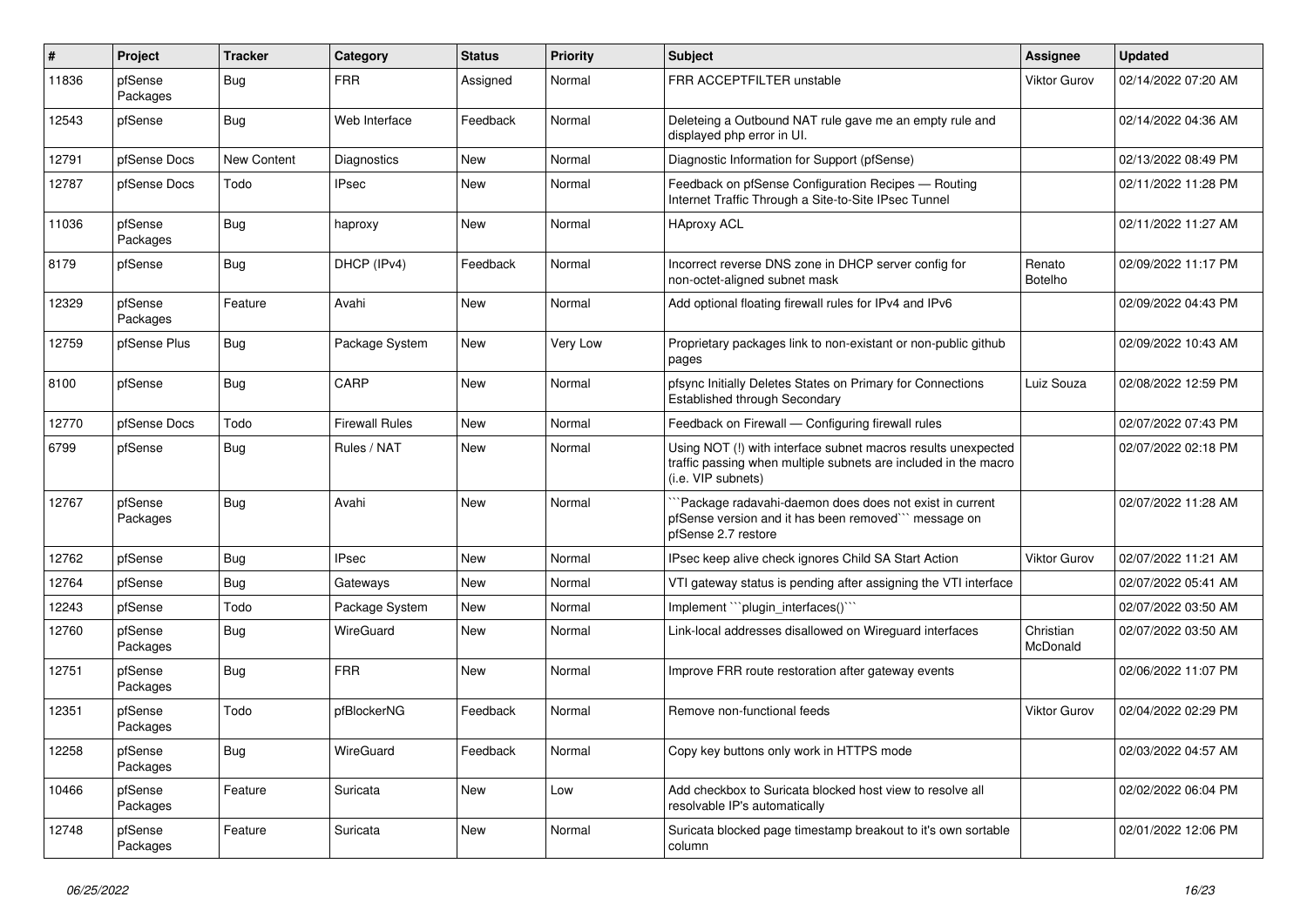| # | Project | Tracker | Category | Status | Priority | Subject | Assignee | Updated |
|---|---|---|---|---|---|---|---|---|
| 11836 | pfSense Packages | Bug | FRR | Assigned | Normal | FRR ACCEPTFILTER unstable | Viktor Gurov | 02/14/2022 07:20 AM |
| 12543 | pfSense | Bug | Web Interface | Feedback | Normal | Deleteing a Outbound NAT rule gave me an empty rule and displayed php error in UI. | | 02/14/2022 04:36 AM |
| 12791 | pfSense Docs | New Content | Diagnostics | New | Normal | Diagnostic Information for Support (pfSense) | | 02/13/2022 08:49 PM |
| 12787 | pfSense Docs | Todo | IPsec | New | Normal | Feedback on pfSense Configuration Recipes — Routing Internet Traffic Through a Site-to-Site IPsec Tunnel | | 02/11/2022 11:28 PM |
| 11036 | pfSense Packages | Bug | haproxy | New | Normal | HAproxy ACL | | 02/11/2022 11:27 AM |
| 8179 | pfSense | Bug | DHCP (IPv4) | Feedback | Normal | Incorrect reverse DNS zone in DHCP server config for non-octet-aligned subnet mask | Renato Botelho | 02/09/2022 11:17 PM |
| 12329 | pfSense Packages | Feature | Avahi | New | Normal | Add optional floating firewall rules for IPv4 and IPv6 | | 02/09/2022 04:43 PM |
| 12759 | pfSense Plus | Bug | Package System | New | Very Low | Proprietary packages link to non-existant or non-public github pages | | 02/09/2022 10:43 AM |
| 8100 | pfSense | Bug | CARP | New | Normal | pfsync Initially Deletes States on Primary for Connections Established through Secondary | Luiz Souza | 02/08/2022 12:59 PM |
| 12770 | pfSense Docs | Todo | Firewall Rules | New | Normal | Feedback on Firewall — Configuring firewall rules | | 02/07/2022 07:43 PM |
| 6799 | pfSense | Bug | Rules / NAT | New | Normal | Using NOT (!) with interface subnet macros results unexpected traffic passing when multiple subnets are included in the macro (i.e. VIP subnets) | | 02/07/2022 02:18 PM |
| 12767 | pfSense Packages | Bug | Avahi | New | Normal | ```Package radavahi-daemon does does not exist in current pfSense version and it has been removed``` message on pfSense 2.7 restore | | 02/07/2022 11:28 AM |
| 12762 | pfSense | Bug | IPsec | New | Normal | IPsec keep alive check ignores Child SA Start Action | Viktor Gurov | 02/07/2022 11:21 AM |
| 12764 | pfSense | Bug | Gateways | New | Normal | VTI gateway status is pending after assigning the VTI interface | | 02/07/2022 05:41 AM |
| 12243 | pfSense | Todo | Package System | New | Normal | Implement ```plugin_interfaces()``` | | 02/07/2022 03:50 AM |
| 12760 | pfSense Packages | Bug | WireGuard | New | Normal | Link-local addresses disallowed on Wireguard interfaces | Christian McDonald | 02/07/2022 03:50 AM |
| 12751 | pfSense Packages | Bug | FRR | New | Normal | Improve FRR route restoration after gateway events | | 02/06/2022 11:07 PM |
| 12351 | pfSense Packages | Todo | pfBlockerNG | Feedback | Normal | Remove non-functional feeds | Viktor Gurov | 02/04/2022 02:29 PM |
| 12258 | pfSense Packages | Bug | WireGuard | Feedback | Normal | Copy key buttons only work in HTTPS mode | | 02/03/2022 04:57 AM |
| 10466 | pfSense Packages | Feature | Suricata | New | Low | Add checkbox to Suricata blocked host view to resolve all resolvable IP's automatically | | 02/02/2022 06:04 PM |
| 12748 | pfSense Packages | Feature | Suricata | New | Normal | Suricata blocked page timestamp breakout to it's own sortable column | | 02/01/2022 12:06 PM |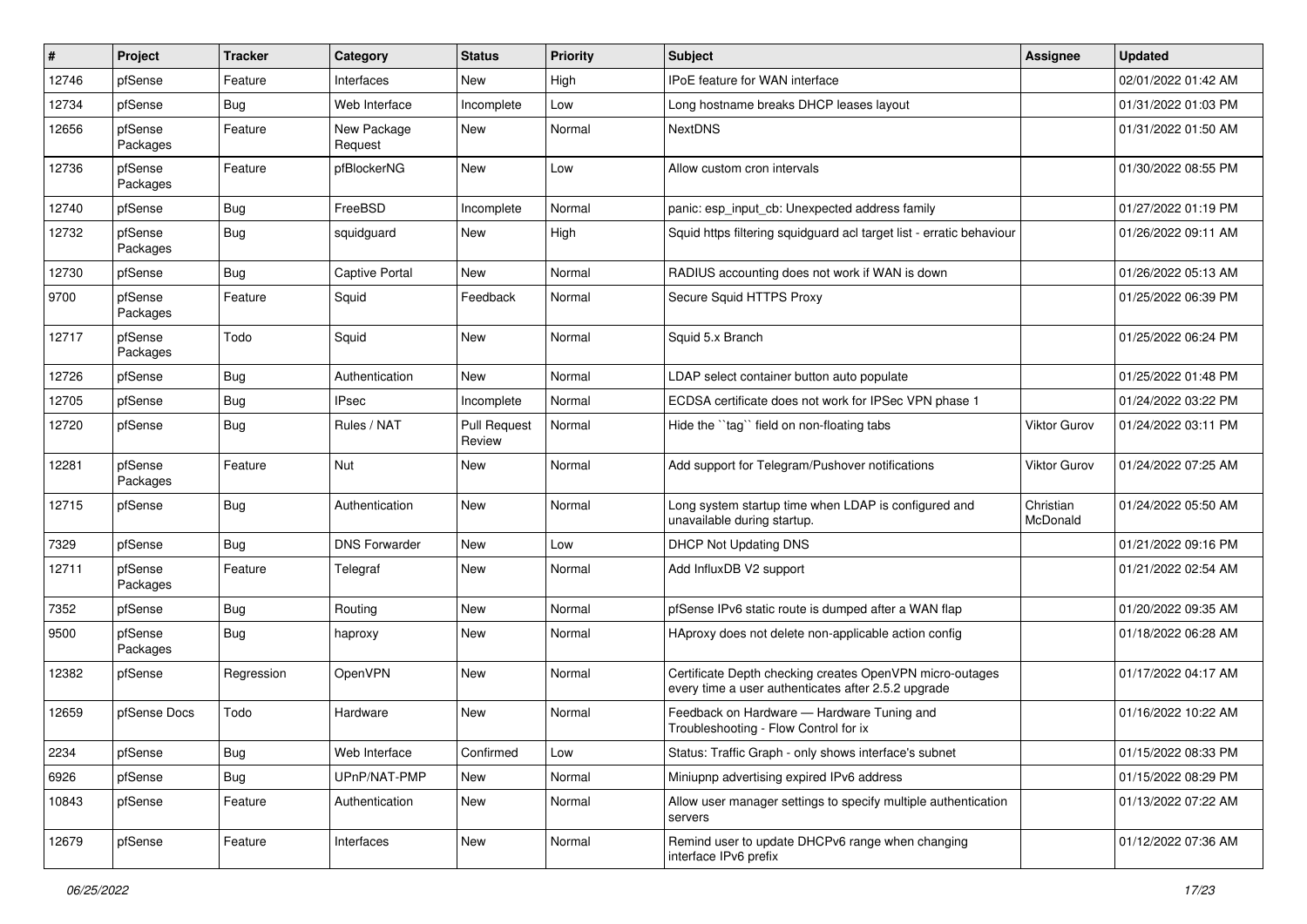| # | Project | Tracker | Category | Status | Priority | Subject | Assignee | Updated |
|---|---|---|---|---|---|---|---|---|
| 12746 | pfSense | Feature | Interfaces | New | High | IPoE feature for WAN interface | | 02/01/2022 01:42 AM |
| 12734 | pfSense | Bug | Web Interface | Incomplete | Low | Long hostname breaks DHCP leases layout | | 01/31/2022 01:03 PM |
| 12656 | pfSense Packages | Feature | New Package Request | New | Normal | NextDNS | | 01/31/2022 01:50 AM |
| 12736 | pfSense Packages | Feature | pfBlockerNG | New | Low | Allow custom cron intervals | | 01/30/2022 08:55 PM |
| 12740 | pfSense | Bug | FreeBSD | Incomplete | Normal | panic: esp_input_cb: Unexpected address family | | 01/27/2022 01:19 PM |
| 12732 | pfSense Packages | Bug | squidguard | New | High | Squid https filtering squidguard acl target list - erratic behaviour | | 01/26/2022 09:11 AM |
| 12730 | pfSense | Bug | Captive Portal | New | Normal | RADIUS accounting does not work if WAN is down | | 01/26/2022 05:13 AM |
| 9700 | pfSense Packages | Feature | Squid | Feedback | Normal | Secure Squid HTTPS Proxy | | 01/25/2022 06:39 PM |
| 12717 | pfSense Packages | Todo | Squid | New | Normal | Squid 5.x Branch | | 01/25/2022 06:24 PM |
| 12726 | pfSense | Bug | Authentication | New | Normal | LDAP select container button auto populate | | 01/25/2022 01:48 PM |
| 12705 | pfSense | Bug | IPsec | Incomplete | Normal | ECDSA certificate does not work for IPSec VPN phase 1 | | 01/24/2022 03:22 PM |
| 12720 | pfSense | Bug | Rules / NAT | Pull Request Review | Normal | Hide the ``tag`` field on non-floating tabs | Viktor Gurov | 01/24/2022 03:11 PM |
| 12281 | pfSense Packages | Feature | Nut | New | Normal | Add support for Telegram/Pushover notifications | Viktor Gurov | 01/24/2022 07:25 AM |
| 12715 | pfSense | Bug | Authentication | New | Normal | Long system startup time when LDAP is configured and unavailable during startup. | Christian McDonald | 01/24/2022 05:50 AM |
| 7329 | pfSense | Bug | DNS Forwarder | New | Low | DHCP Not Updating DNS | | 01/21/2022 09:16 PM |
| 12711 | pfSense Packages | Feature | Telegraf | New | Normal | Add InfluxDB V2 support | | 01/21/2022 02:54 AM |
| 7352 | pfSense | Bug | Routing | New | Normal | pfSense IPv6 static route is dumped after a WAN flap | | 01/20/2022 09:35 AM |
| 9500 | pfSense Packages | Bug | haproxy | New | Normal | HAproxy does not delete non-applicable action config | | 01/18/2022 06:28 AM |
| 12382 | pfSense | Regression | OpenVPN | New | Normal | Certificate Depth checking creates OpenVPN micro-outages every time a user authenticates after 2.5.2 upgrade | | 01/17/2022 04:17 AM |
| 12659 | pfSense Docs | Todo | Hardware | New | Normal | Feedback on Hardware — Hardware Tuning and Troubleshooting - Flow Control for ix | | 01/16/2022 10:22 AM |
| 2234 | pfSense | Bug | Web Interface | Confirmed | Low | Status: Traffic Graph - only shows interface's subnet | | 01/15/2022 08:33 PM |
| 6926 | pfSense | Bug | UPnP/NAT-PMP | New | Normal | Miniupnp advertising expired IPv6 address | | 01/15/2022 08:29 PM |
| 10843 | pfSense | Feature | Authentication | New | Normal | Allow user manager settings to specify multiple authentication servers | | 01/13/2022 07:22 AM |
| 12679 | pfSense | Feature | Interfaces | New | Normal | Remind user to update DHCPv6 range when changing interface IPv6 prefix | | 01/12/2022 07:36 AM |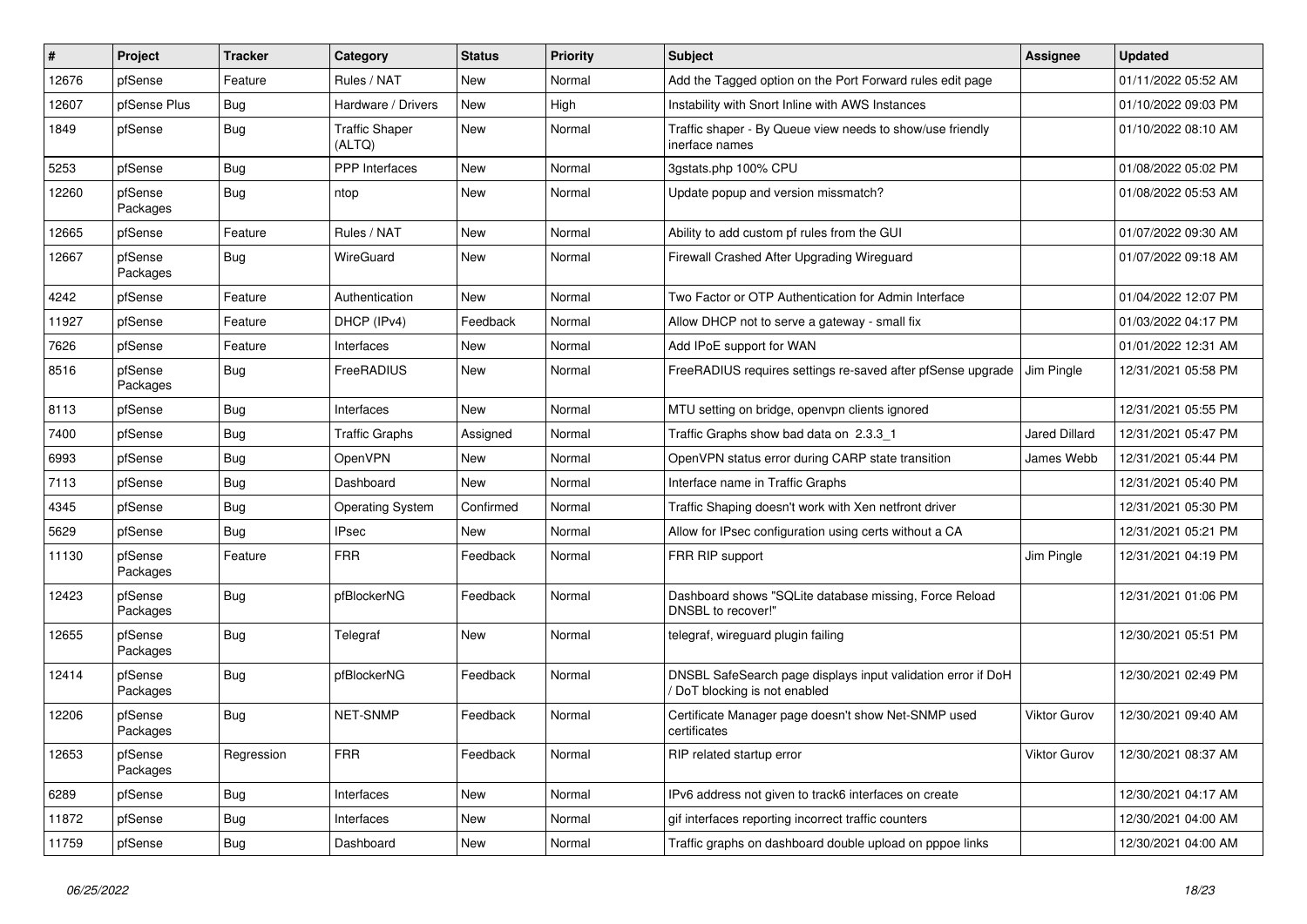| # | Project | Tracker | Category | Status | Priority | Subject | Assignee | Updated |
|---|---|---|---|---|---|---|---|---|
| 12676 | pfSense | Feature | Rules / NAT | New | Normal | Add the Tagged option on the Port Forward rules edit page | | 01/11/2022 05:52 AM |
| 12607 | pfSense Plus | Bug | Hardware / Drivers | New | High | Instability with Snort Inline with AWS Instances | | 01/10/2022 09:03 PM |
| 1849 | pfSense | Bug | Traffic Shaper (ALTQ) | New | Normal | Traffic shaper - By Queue view needs to show/use friendly inerface names | | 01/10/2022 08:10 AM |
| 5253 | pfSense | Bug | PPP Interfaces | New | Normal | 3gstats.php 100% CPU | | 01/08/2022 05:02 PM |
| 12260 | pfSense Packages | Bug | ntop | New | Normal | Update popup and version missmatch? | | 01/08/2022 05:53 AM |
| 12665 | pfSense | Feature | Rules / NAT | New | Normal | Ability to add custom pf rules from the GUI | | 01/07/2022 09:30 AM |
| 12667 | pfSense Packages | Bug | WireGuard | New | Normal | Firewall Crashed After Upgrading Wireguard | | 01/07/2022 09:18 AM |
| 4242 | pfSense | Feature | Authentication | New | Normal | Two Factor or OTP Authentication for Admin Interface | | 01/04/2022 12:07 PM |
| 11927 | pfSense | Feature | DHCP (IPv4) | Feedback | Normal | Allow DHCP not to serve a gateway - small fix | | 01/03/2022 04:17 PM |
| 7626 | pfSense | Feature | Interfaces | New | Normal | Add IPoE support for WAN | | 01/01/2022 12:31 AM |
| 8516 | pfSense Packages | Bug | FreeRADIUS | New | Normal | FreeRADIUS requires settings re-saved after pfSense upgrade | Jim Pingle | 12/31/2021 05:58 PM |
| 8113 | pfSense | Bug | Interfaces | New | Normal | MTU setting on bridge, openvpn clients ignored | | 12/31/2021 05:55 PM |
| 7400 | pfSense | Bug | Traffic Graphs | Assigned | Normal | Traffic Graphs show bad data on 2.3.3_1 | Jared Dillard | 12/31/2021 05:47 PM |
| 6993 | pfSense | Bug | OpenVPN | New | Normal | OpenVPN status error during CARP state transition | James Webb | 12/31/2021 05:44 PM |
| 7113 | pfSense | Bug | Dashboard | New | Normal | Interface name in Traffic Graphs | | 12/31/2021 05:40 PM |
| 4345 | pfSense | Bug | Operating System | Confirmed | Normal | Traffic Shaping doesn't work with Xen netfront driver | | 12/31/2021 05:30 PM |
| 5629 | pfSense | Bug | IPsec | New | Normal | Allow for IPsec configuration using certs without a CA | | 12/31/2021 05:21 PM |
| 11130 | pfSense Packages | Feature | FRR | Feedback | Normal | FRR RIP support | Jim Pingle | 12/31/2021 04:19 PM |
| 12423 | pfSense Packages | Bug | pfBlockerNG | Feedback | Normal | Dashboard shows "SQLite database missing, Force Reload DNSBL to recover!" | | 12/31/2021 01:06 PM |
| 12655 | pfSense Packages | Bug | Telegraf | New | Normal | telegraf, wireguard plugin failing | | 12/30/2021 05:51 PM |
| 12414 | pfSense Packages | Bug | pfBlockerNG | Feedback | Normal | DNSBL SafeSearch page displays input validation error if DoH / DoT blocking is not enabled | | 12/30/2021 02:49 PM |
| 12206 | pfSense Packages | Bug | NET-SNMP | Feedback | Normal | Certificate Manager page doesn't show Net-SNMP used certificates | Viktor Gurov | 12/30/2021 09:40 AM |
| 12653 | pfSense Packages | Regression | FRR | Feedback | Normal | RIP related startup error | Viktor Gurov | 12/30/2021 08:37 AM |
| 6289 | pfSense | Bug | Interfaces | New | Normal | IPv6 address not given to track6 interfaces on create | | 12/30/2021 04:17 AM |
| 11872 | pfSense | Bug | Interfaces | New | Normal | gif interfaces reporting incorrect traffic counters | | 12/30/2021 04:00 AM |
| 11759 | pfSense | Bug | Dashboard | New | Normal | Traffic graphs on dashboard double upload on pppoe links | | 12/30/2021 04:00 AM |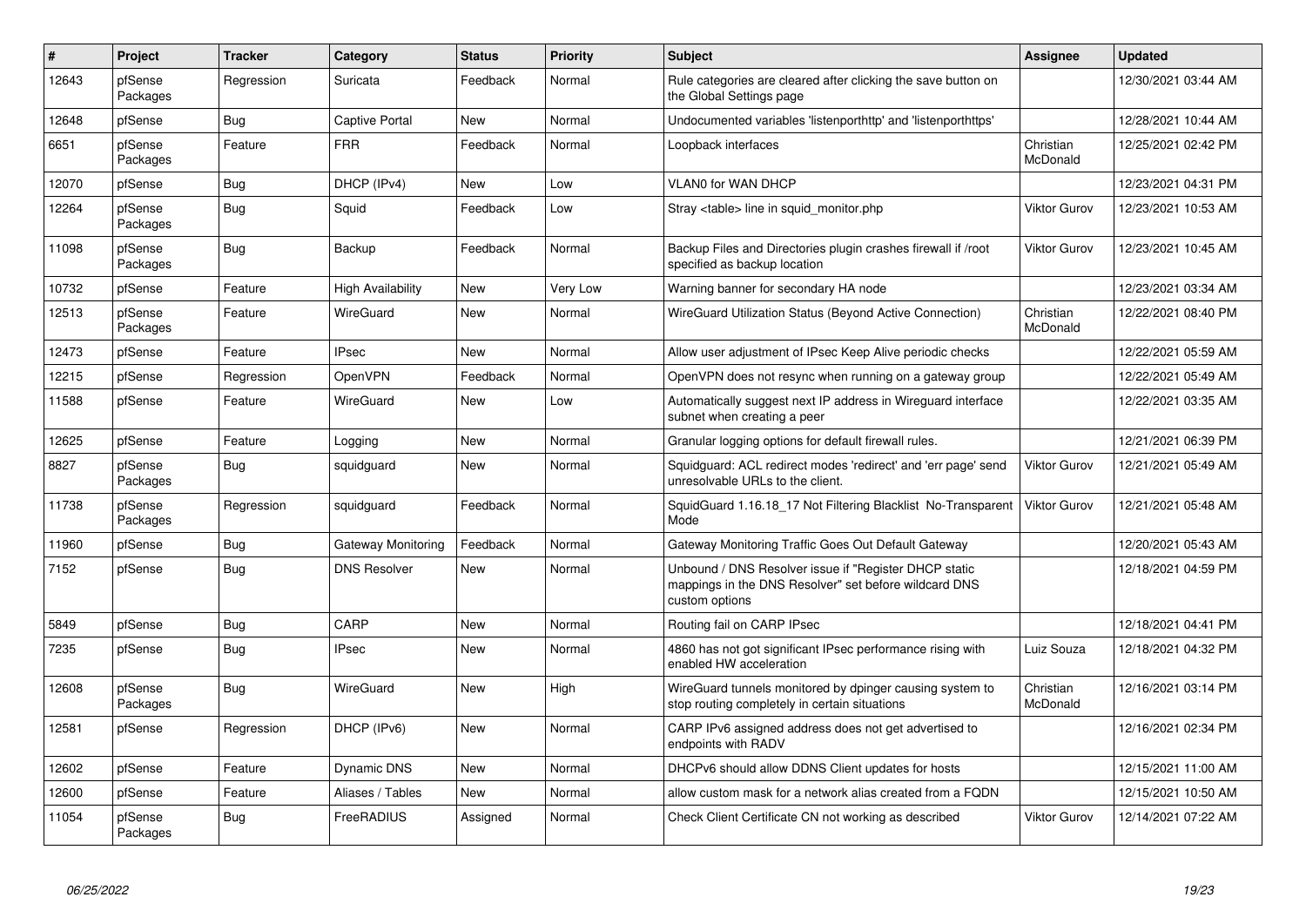| # | Project | Tracker | Category | Status | Priority | Subject | Assignee | Updated |
| --- | --- | --- | --- | --- | --- | --- | --- | --- |
| 12643 | pfSense Packages | Regression | Suricata | Feedback | Normal | Rule categories are cleared after clicking the save button on the Global Settings page | | 12/30/2021 03:44 AM |
| 12648 | pfSense | Bug | Captive Portal | New | Normal | Undocumented variables 'listenporthttp' and 'listenporthttps' | | 12/28/2021 10:44 AM |
| 6651 | pfSense Packages | Feature | FRR | Feedback | Normal | Loopback interfaces | Christian McDonald | 12/25/2021 02:42 PM |
| 12070 | pfSense | Bug | DHCP (IPv4) | New | Low | VLAN0 for WAN DHCP | | 12/23/2021 04:31 PM |
| 12264 | pfSense Packages | Bug | Squid | Feedback | Low | Stray <table> line in squid_monitor.php | Viktor Gurov | 12/23/2021 10:53 AM |
| 11098 | pfSense Packages | Bug | Backup | Feedback | Normal | Backup Files and Directories plugin crashes firewall if /root specified as backup location | Viktor Gurov | 12/23/2021 10:45 AM |
| 10732 | pfSense | Feature | High Availability | New | Very Low | Warning banner for secondary HA node | | 12/23/2021 03:34 AM |
| 12513 | pfSense Packages | Feature | WireGuard | New | Normal | WireGuard Utilization Status (Beyond Active Connection) | Christian McDonald | 12/22/2021 08:40 PM |
| 12473 | pfSense | Feature | IPsec | New | Normal | Allow user adjustment of IPsec Keep Alive periodic checks | | 12/22/2021 05:59 AM |
| 12215 | pfSense | Regression | OpenVPN | Feedback | Normal | OpenVPN does not resync when running on a gateway group | | 12/22/2021 05:49 AM |
| 11588 | pfSense | Feature | WireGuard | New | Low | Automatically suggest next IP address in Wireguard interface subnet when creating a peer | | 12/22/2021 03:35 AM |
| 12625 | pfSense | Feature | Logging | New | Normal | Granular logging options for default firewall rules. | | 12/21/2021 06:39 PM |
| 8827 | pfSense Packages | Bug | squidguard | New | Normal | Squidguard: ACL redirect modes 'redirect' and 'err page' send unresolvable URLs to the client. | Viktor Gurov | 12/21/2021 05:49 AM |
| 11738 | pfSense Packages | Regression | squidguard | Feedback | Normal | SquidGuard 1.16.18_17 Not Filtering Blacklist No-Transparent Mode | Viktor Gurov | 12/21/2021 05:48 AM |
| 11960 | pfSense | Bug | Gateway Monitoring | Feedback | Normal | Gateway Monitoring Traffic Goes Out Default Gateway | | 12/20/2021 05:43 AM |
| 7152 | pfSense | Bug | DNS Resolver | New | Normal | Unbound / DNS Resolver issue if "Register DHCP static mappings in the DNS Resolver" set before wildcard DNS custom options | | 12/18/2021 04:59 PM |
| 5849 | pfSense | Bug | CARP | New | Normal | Routing fail on CARP IPsec | | 12/18/2021 04:41 PM |
| 7235 | pfSense | Bug | IPsec | New | Normal | 4860 has not got significant IPsec performance rising with enabled HW acceleration | Luiz Souza | 12/18/2021 04:32 PM |
| 12608 | pfSense Packages | Bug | WireGuard | New | High | WireGuard tunnels monitored by dpinger causing system to stop routing completely in certain situations | Christian McDonald | 12/16/2021 03:14 PM |
| 12581 | pfSense | Regression | DHCP (IPv6) | New | Normal | CARP IPv6 assigned address does not get advertised to endpoints with RADV | | 12/16/2021 02:34 PM |
| 12602 | pfSense | Feature | Dynamic DNS | New | Normal | DHCPv6 should allow DDNS Client updates for hosts | | 12/15/2021 11:00 AM |
| 12600 | pfSense | Feature | Aliases / Tables | New | Normal | allow custom mask for a network alias created from a FQDN | | 12/15/2021 10:50 AM |
| 11054 | pfSense Packages | Bug | FreeRADIUS | Assigned | Normal | Check Client Certificate CN not working as described | Viktor Gurov | 12/14/2021 07:22 AM |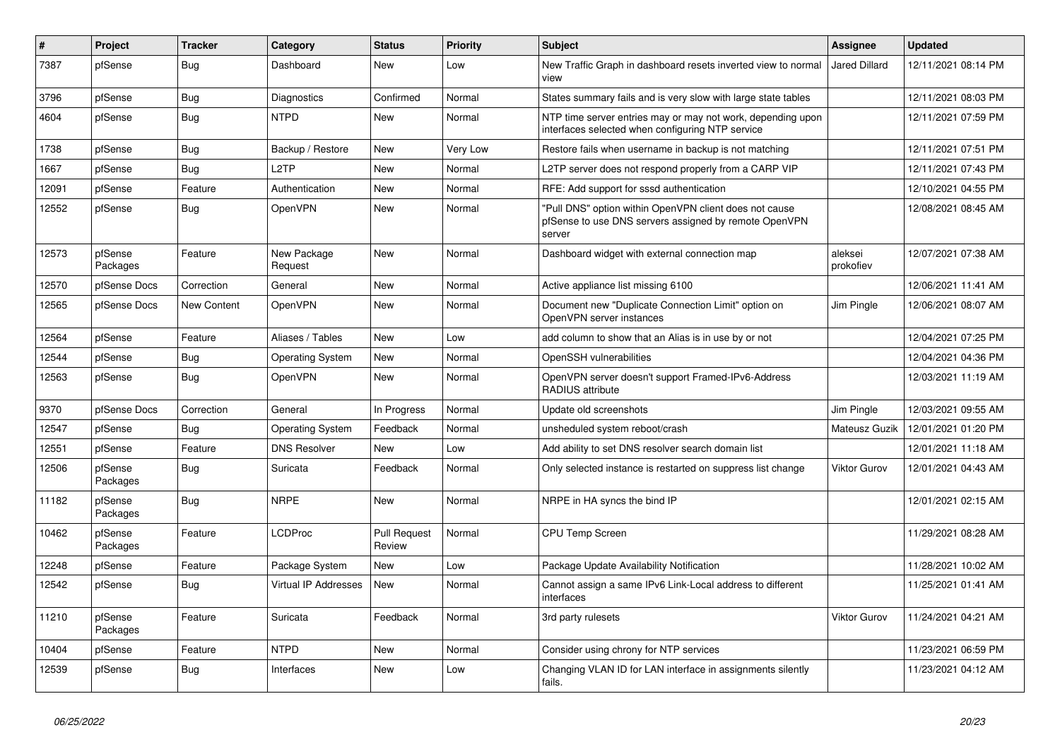| # | Project | Tracker | Category | Status | Priority | Subject | Assignee | Updated |
|---|---|---|---|---|---|---|---|---|
| 7387 | pfSense | Bug | Dashboard | New | Low | New Traffic Graph in dashboard resets inverted view to normal view | Jared Dillard | 12/11/2021 08:14 PM |
| 3796 | pfSense | Bug | Diagnostics | Confirmed | Normal | States summary fails and is very slow with large state tables | | 12/11/2021 08:03 PM |
| 4604 | pfSense | Bug | NTPD | New | Normal | NTP time server entries may or may not work, depending upon interfaces selected when configuring NTP service | | 12/11/2021 07:59 PM |
| 1738 | pfSense | Bug | Backup / Restore | New | Very Low | Restore fails when username in backup is not matching | | 12/11/2021 07:51 PM |
| 1667 | pfSense | Bug | L2TP | New | Normal | L2TP server does not respond properly from a CARP VIP | | 12/11/2021 07:43 PM |
| 12091 | pfSense | Feature | Authentication | New | Normal | RFE: Add support for sssd authentication | | 12/10/2021 04:55 PM |
| 12552 | pfSense | Bug | OpenVPN | New | Normal | "Pull DNS" option within OpenVPN client does not cause pfSense to use DNS servers assigned by remote OpenVPN server | | 12/08/2021 08:45 AM |
| 12573 | pfSense Packages | Feature | New Package Request | New | Normal | Dashboard widget with external connection map | aleksei prokofiev | 12/07/2021 07:38 AM |
| 12570 | pfSense Docs | Correction | General | New | Normal | Active appliance list missing 6100 | | 12/06/2021 11:41 AM |
| 12565 | pfSense Docs | New Content | OpenVPN | New | Normal | Document new "Duplicate Connection Limit" option on OpenVPN server instances | Jim Pingle | 12/06/2021 08:07 AM |
| 12564 | pfSense | Feature | Aliases / Tables | New | Low | add column to show that an Alias is in use by or not | | 12/04/2021 07:25 PM |
| 12544 | pfSense | Bug | Operating System | New | Normal | OpenSSH vulnerabilities | | 12/04/2021 04:36 PM |
| 12563 | pfSense | Bug | OpenVPN | New | Normal | OpenVPN server doesn't support Framed-IPv6-Address RADIUS attribute | | 12/03/2021 11:19 AM |
| 9370 | pfSense Docs | Correction | General | In Progress | Normal | Update old screenshots | Jim Pingle | 12/03/2021 09:55 AM |
| 12547 | pfSense | Bug | Operating System | Feedback | Normal | unsheduled system reboot/crash | Mateusz Guzik | 12/01/2021 01:20 PM |
| 12551 | pfSense | Feature | DNS Resolver | New | Low | Add ability to set DNS resolver search domain list | | 12/01/2021 11:18 AM |
| 12506 | pfSense Packages | Bug | Suricata | Feedback | Normal | Only selected instance is restarted on suppress list change | Viktor Gurov | 12/01/2021 04:43 AM |
| 11182 | pfSense Packages | Bug | NRPE | New | Normal | NRPE in HA syncs the bind IP | | 12/01/2021 02:15 AM |
| 10462 | pfSense Packages | Feature | LCDProc | Pull Request Review | Normal | CPU Temp Screen | | 11/29/2021 08:28 AM |
| 12248 | pfSense | Feature | Package System | New | Low | Package Update Availability Notification | | 11/28/2021 10:02 AM |
| 12542 | pfSense | Bug | Virtual IP Addresses | New | Normal | Cannot assign a same IPv6 Link-Local address to different interfaces | | 11/25/2021 01:41 AM |
| 11210 | pfSense Packages | Feature | Suricata | Feedback | Normal | 3rd party rulesets | Viktor Gurov | 11/24/2021 04:21 AM |
| 10404 | pfSense | Feature | NTPD | New | Normal | Consider using chrony for NTP services | | 11/23/2021 06:59 PM |
| 12539 | pfSense | Bug | Interfaces | New | Low | Changing VLAN ID for LAN interface in assignments silently fails. | | 11/23/2021 04:12 AM |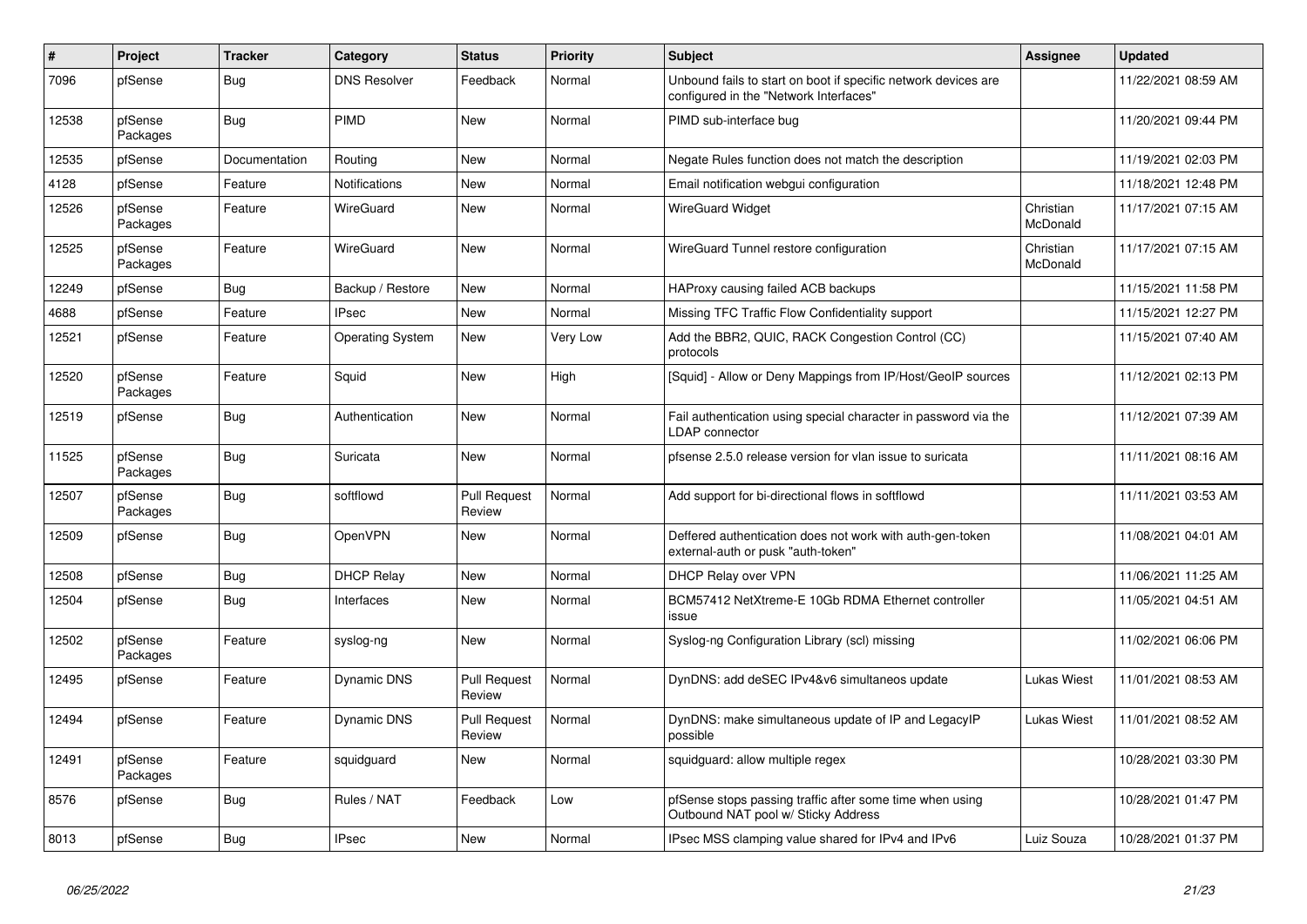| # | Project | Tracker | Category | Status | Priority | Subject | Assignee | Updated |
|---|---|---|---|---|---|---|---|---|
| 7096 | pfSense | Bug | DNS Resolver | Feedback | Normal | Unbound fails to start on boot if specific network devices are configured in the "Network Interfaces" | | 11/22/2021 08:59 AM |
| 12538 | pfSense Packages | Bug | PIMD | New | Normal | PIMD sub-interface bug | | 11/20/2021 09:44 PM |
| 12535 | pfSense | Documentation | Routing | New | Normal | Negate Rules function does not match the description | | 11/19/2021 02:03 PM |
| 4128 | pfSense | Feature | Notifications | New | Normal | Email notification webgui configuration | | 11/18/2021 12:48 PM |
| 12526 | pfSense Packages | Feature | WireGuard | New | Normal | WireGuard Widget | Christian McDonald | 11/17/2021 07:15 AM |
| 12525 | pfSense Packages | Feature | WireGuard | New | Normal | WireGuard Tunnel restore configuration | Christian McDonald | 11/17/2021 07:15 AM |
| 12249 | pfSense | Bug | Backup / Restore | New | Normal | HAProxy causing failed ACB backups | | 11/15/2021 11:58 PM |
| 4688 | pfSense | Feature | IPsec | New | Normal | Missing TFC Traffic Flow Confidentiality support | | 11/15/2021 12:27 PM |
| 12521 | pfSense | Feature | Operating System | New | Very Low | Add the BBR2, QUIC, RACK Congestion Control (CC) protocols | | 11/15/2021 07:40 AM |
| 12520 | pfSense Packages | Feature | Squid | New | High | [Squid] - Allow or Deny Mappings from IP/Host/GeoIP sources | | 11/12/2021 02:13 PM |
| 12519 | pfSense | Bug | Authentication | New | Normal | Fail authentication using special character in password via the LDAP connector | | 11/12/2021 07:39 AM |
| 11525 | pfSense Packages | Bug | Suricata | New | Normal | pfsense 2.5.0 release version for vlan issue to suricata | | 11/11/2021 08:16 AM |
| 12507 | pfSense Packages | Bug | softflowd | Pull Request Review | Normal | Add support for bi-directional flows in softflowd | | 11/11/2021 03:53 AM |
| 12509 | pfSense | Bug | OpenVPN | New | Normal | Deffered authentication does not work with auth-gen-token external-auth or pusk "auth-token" | | 11/08/2021 04:01 AM |
| 12508 | pfSense | Bug | DHCP Relay | New | Normal | DHCP Relay over VPN | | 11/06/2021 11:25 AM |
| 12504 | pfSense | Bug | Interfaces | New | Normal | BCM57412 NetXtreme-E 10Gb RDMA Ethernet controller issue | | 11/05/2021 04:51 AM |
| 12502 | pfSense Packages | Feature | syslog-ng | New | Normal | Syslog-ng Configuration Library (scl) missing | | 11/02/2021 06:06 PM |
| 12495 | pfSense | Feature | Dynamic DNS | Pull Request Review | Normal | DynDNS: add deSEC IPv4&v6 simultaneos update | Lukas Wiest | 11/01/2021 08:53 AM |
| 12494 | pfSense | Feature | Dynamic DNS | Pull Request Review | Normal | DynDNS: make simultaneous update of IP and LegacyIP possible | Lukas Wiest | 11/01/2021 08:52 AM |
| 12491 | pfSense Packages | Feature | squidguard | New | Normal | squidguard: allow multiple regex | | 10/28/2021 03:30 PM |
| 8576 | pfSense | Bug | Rules / NAT | Feedback | Low | pfSense stops passing traffic after some time when using Outbound NAT pool w/ Sticky Address | | 10/28/2021 01:47 PM |
| 8013 | pfSense | Bug | IPsec | New | Normal | IPsec MSS clamping value shared for IPv4 and IPv6 | Luiz Souza | 10/28/2021 01:37 PM |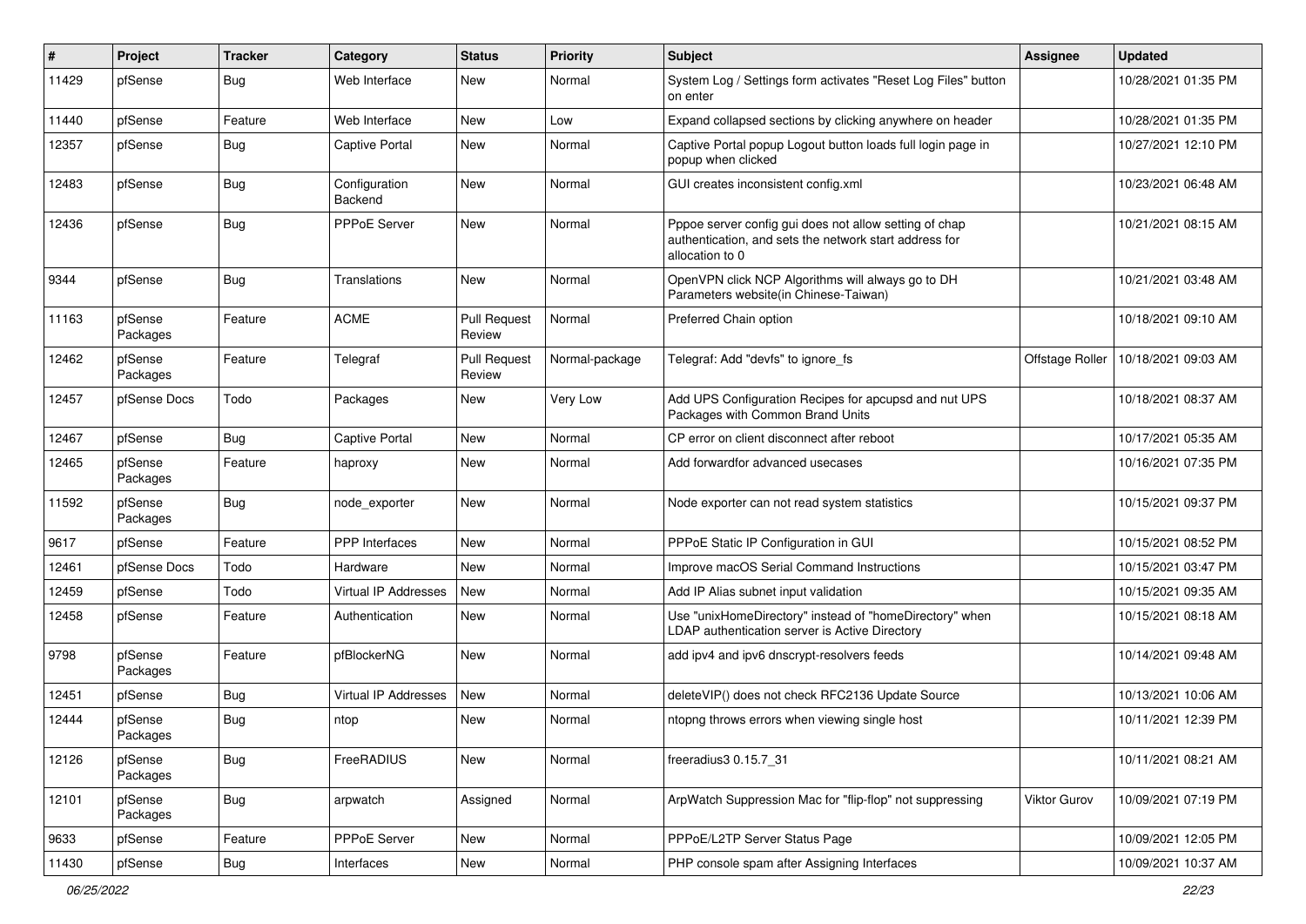| # | Project | Tracker | Category | Status | Priority | Subject | Assignee | Updated |
|---|---|---|---|---|---|---|---|---|
| 11429 | pfSense | Bug | Web Interface | New | Normal | System Log / Settings form activates "Reset Log Files" button on enter | | 10/28/2021 01:35 PM |
| 11440 | pfSense | Feature | Web Interface | New | Low | Expand collapsed sections by clicking anywhere on header | | 10/28/2021 01:35 PM |
| 12357 | pfSense | Bug | Captive Portal | New | Normal | Captive Portal popup Logout button loads full login page in popup when clicked | | 10/27/2021 12:10 PM |
| 12483 | pfSense | Bug | Configuration Backend | New | Normal | GUI creates inconsistent config.xml | | 10/23/2021 06:48 AM |
| 12436 | pfSense | Bug | PPPoE Server | New | Normal | Pppoe server config gui does not allow setting of chap authentication, and sets the network start address for allocation to 0 | | 10/21/2021 08:15 AM |
| 9344 | pfSense | Bug | Translations | New | Normal | OpenVPN click NCP Algorithms will always go to DH Parameters website(in Chinese-Taiwan) | | 10/21/2021 03:48 AM |
| 11163 | pfSense Packages | Feature | ACME | Pull Request Review | Normal | Preferred Chain option | | 10/18/2021 09:10 AM |
| 12462 | pfSense Packages | Feature | Telegraf | Pull Request Review | Normal-package | Telegraf: Add "devfs" to ignore_fs | Offstage Roller | 10/18/2021 09:03 AM |
| 12457 | pfSense Docs | Todo | Packages | New | Very Low | Add UPS Configuration Recipes for apcupsd and nut UPS Packages with Common Brand Units | | 10/18/2021 08:37 AM |
| 12467 | pfSense | Bug | Captive Portal | New | Normal | CP error on client disconnect after reboot | | 10/17/2021 05:35 AM |
| 12465 | pfSense Packages | Feature | haproxy | New | Normal | Add forwardfor advanced usecases | | 10/16/2021 07:35 PM |
| 11592 | pfSense Packages | Bug | node_exporter | New | Normal | Node exporter can not read system statistics | | 10/15/2021 09:37 PM |
| 9617 | pfSense | Feature | PPP Interfaces | New | Normal | PPPoE Static IP Configuration in GUI | | 10/15/2021 08:52 PM |
| 12461 | pfSense Docs | Todo | Hardware | New | Normal | Improve macOS Serial Command Instructions | | 10/15/2021 03:47 PM |
| 12459 | pfSense | Todo | Virtual IP Addresses | New | Normal | Add IP Alias subnet input validation | | 10/15/2021 09:35 AM |
| 12458 | pfSense | Feature | Authentication | New | Normal | Use "unixHomeDirectory" instead of "homeDirectory" when LDAP authentication server is Active Directory | | 10/15/2021 08:18 AM |
| 9798 | pfSense Packages | Feature | pfBlockerNG | New | Normal | add ipv4 and ipv6 dnscrypt-resolvers feeds | | 10/14/2021 09:48 AM |
| 12451 | pfSense | Bug | Virtual IP Addresses | New | Normal | deleteVIP() does not check RFC2136 Update Source | | 10/13/2021 10:06 AM |
| 12444 | pfSense Packages | Bug | ntop | New | Normal | ntopng throws errors when viewing single host | | 10/11/2021 12:39 PM |
| 12126 | pfSense Packages | Bug | FreeRADIUS | New | Normal | freeradius3 0.15.7_31 | | 10/11/2021 08:21 AM |
| 12101 | pfSense Packages | Bug | arpwatch | Assigned | Normal | ArpWatch Suppression Mac for "flip-flop" not suppressing | Viktor Gurov | 10/09/2021 07:19 PM |
| 9633 | pfSense | Feature | PPPoE Server | New | Normal | PPPoE/L2TP Server Status Page | | 10/09/2021 12:05 PM |
| 11430 | pfSense | Bug | Interfaces | New | Normal | PHP console spam after Assigning Interfaces | | 10/09/2021 10:37 AM |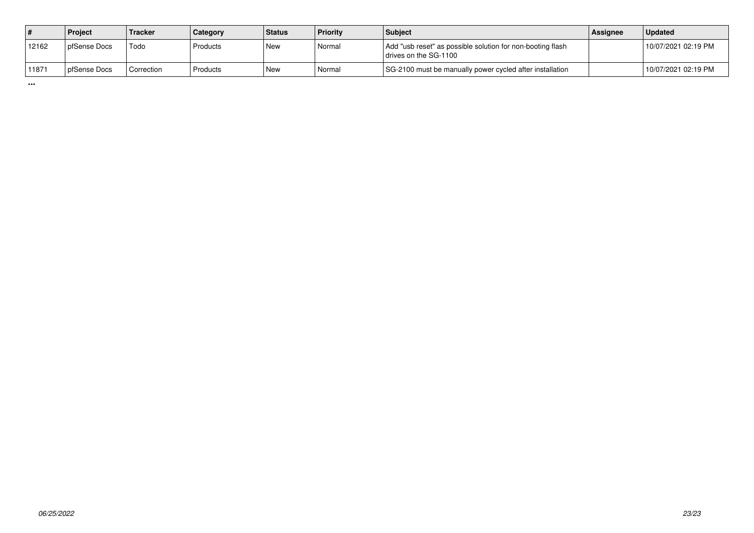| # | Project | Tracker | Category | Status | Priority | Subject | Assignee | Updated |
|---|---|---|---|---|---|---|---|---|
| 12162 | pfSense Docs | Todo | Products | New | Normal | Add "usb reset" as possible solution for non-booting flash drives on the SG-1100 | | 10/07/2021 02:19 PM |
| 11871 | pfSense Docs | Correction | Products | New | Normal | SG-2100 must be manually power cycled after installation | | 10/07/2021 02:19 PM |

**...**